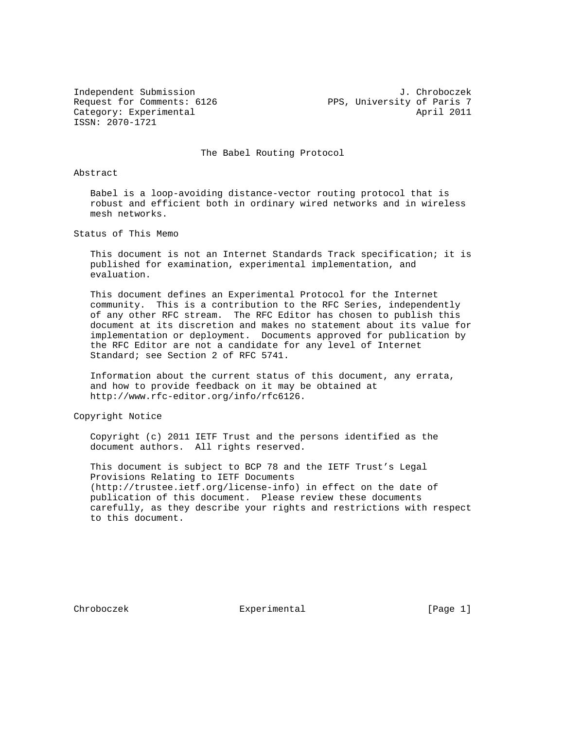Independent Submission                                     J. Chroboczek
Request for Comments: 6126                 PPS, University of Paris 7
Category: Experimental                                      April 2011
ISSN: 2070-1721

# The Babel Routing Protocol

## Abstract

Babel is a loop-avoiding distance-vector routing protocol that is robust and efficient both in ordinary wired networks and in wireless mesh networks.

## Status of This Memo

This document is not an Internet Standards Track specification; it is published for examination, experimental implementation, and evaluation.

This document defines an Experimental Protocol for the Internet community. This is a contribution to the RFC Series, independently of any other RFC stream. The RFC Editor has chosen to publish this document at its discretion and makes no statement about its value for implementation or deployment. Documents approved for publication by the RFC Editor are not a candidate for any level of Internet Standard; see Section 2 of RFC 5741.

Information about the current status of this document, any errata, and how to provide feedback on it may be obtained at http://www.rfc-editor.org/info/rfc6126.

## Copyright Notice

Copyright (c) 2011 IETF Trust and the persons identified as the document authors. All rights reserved.

This document is subject to BCP 78 and the IETF Trust's Legal Provisions Relating to IETF Documents (http://trustee.ietf.org/license-info) in effect on the date of publication of this document. Please review these documents carefully, as they describe your rights and restrictions with respect to this document.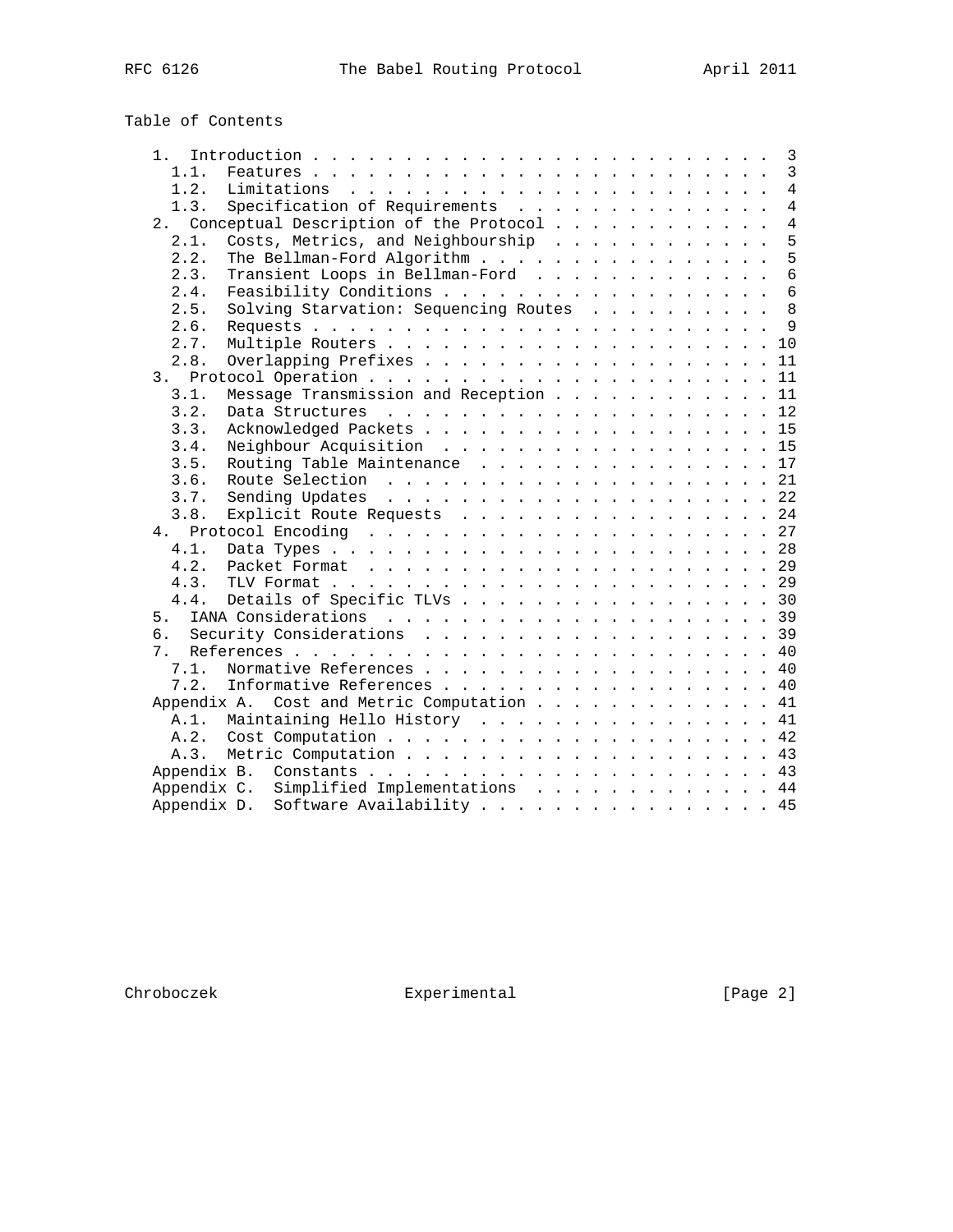Table of Contents

```
   1.  Introduction . . . . . . . . . . . . . . . . . . . . . . . .  3
     1.1.  Features . . . . . . . . . . . . . . . . . . . . . . . .  3
     1.2.  Limitations  . . . . . . . . . . . . . . . . . . . . . .  4
     1.3.  Specification of Requirements  . . . . . . . . . . . . .  4
   2.  Conceptual Description of the Protocol . . . . . . . . . . .  4
     2.1.  Costs, Metrics, and Neighbourship  . . . . . . . . . . .  5
     2.2.  The Bellman-Ford Algorithm . . . . . . . . . . . . . . .  5
     2.3.  Transient Loops in Bellman-Ford  . . . . . . . . . . . .  6
     2.4.  Feasibility Conditions . . . . . . . . . . . . . . . . .  6
     2.5.  Solving Starvation: Sequencing Routes  . . . . . . . . .  8
     2.6.  Requests . . . . . . . . . . . . . . . . . . . . . . . .  9
     2.7.  Multiple Routers . . . . . . . . . . . . . . . . . . . . 10
     2.8.  Overlapping Prefixes . . . . . . . . . . . . . . . . . . 11
   3.  Protocol Operation . . . . . . . . . . . . . . . . . . . . . 11
     3.1.  Message Transmission and Reception . . . . . . . . . . . 11
     3.2.  Data Structures  . . . . . . . . . . . . . . . . . . . . 12
     3.3.  Acknowledged Packets . . . . . . . . . . . . . . . . . . 15
     3.4.  Neighbour Acquisition  . . . . . . . . . . . . . . . . . 15
     3.5.  Routing Table Maintenance  . . . . . . . . . . . . . . . 17
     3.6.  Route Selection  . . . . . . . . . . . . . . . . . . . . 21
     3.7.  Sending Updates  . . . . . . . . . . . . . . . . . . . . 22
     3.8.  Explicit Route Requests  . . . . . . . . . . . . . . . . 24
   4.  Protocol Encoding  . . . . . . . . . . . . . . . . . . . . . 27
     4.1.  Data Types . . . . . . . . . . . . . . . . . . . . . . . 28
     4.2.  Packet Format  . . . . . . . . . . . . . . . . . . . . . 29
     4.3.  TLV Format . . . . . . . . . . . . . . . . . . . . . . . 29
     4.4.  Details of Specific TLVs . . . . . . . . . . . . . . . . 30
   5.  IANA Considerations  . . . . . . . . . . . . . . . . . . . . 39
   6.  Security Considerations  . . . . . . . . . . . . . . . . . . 39
   7.  References . . . . . . . . . . . . . . . . . . . . . . . . . 40
     7.1.  Normative References . . . . . . . . . . . . . . . . . . 40
     7.2.  Informative References . . . . . . . . . . . . . . . . . 40
   Appendix A.  Cost and Metric Computation . . . . . . . . . . . . 41
     A.1.  Maintaining Hello History  . . . . . . . . . . . . . . . 41
     A.2.  Cost Computation . . . . . . . . . . . . . . . . . . . . 42
     A.3.  Metric Computation . . . . . . . . . . . . . . . . . . . 43
   Appendix B.  Constants . . . . . . . . . . . . . . . . . . . . . 43
   Appendix C.  Simplified Implementations  . . . . . . . . . . . . 44
   Appendix D.  Software Availability . . . . . . . . . . . . . . . 45
```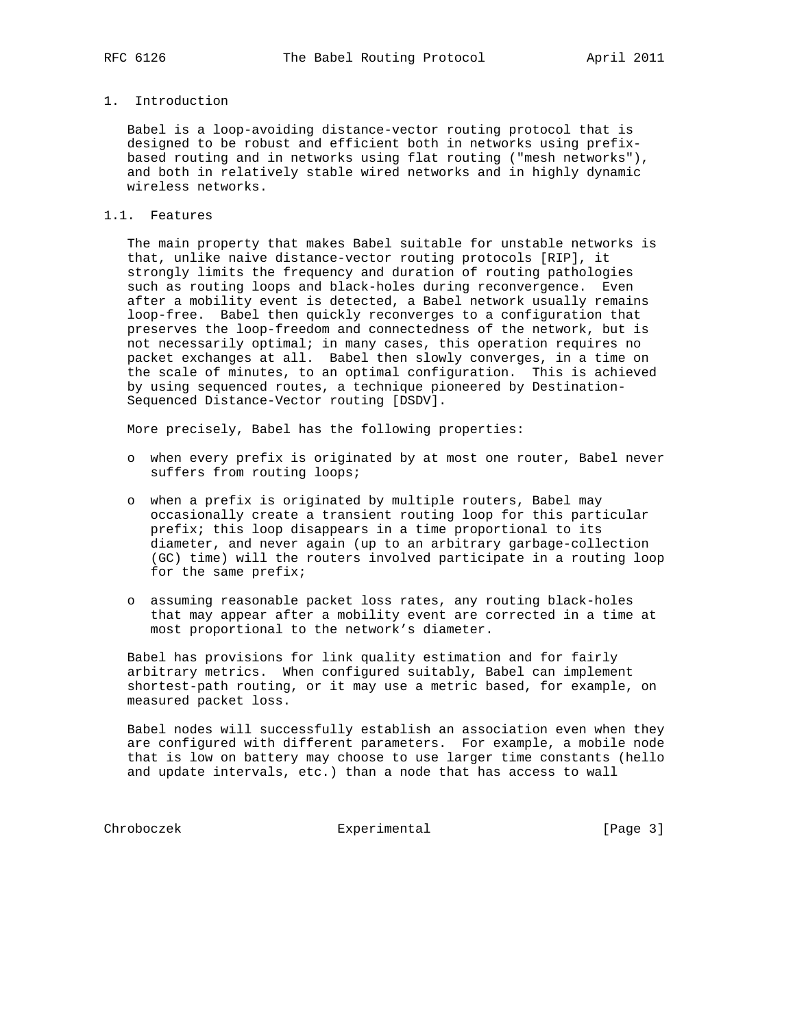# 1. Introduction

Babel is a loop-avoiding distance-vector routing protocol that is designed to be robust and efficient both in networks using prefix-based routing and in networks using flat routing ("mesh networks"), and both in relatively stable wired networks and in highly dynamic wireless networks.

## 1.1. Features

The main property that makes Babel suitable for unstable networks is that, unlike naive distance-vector routing protocols [RIP], it strongly limits the frequency and duration of routing pathologies such as routing loops and black-holes during reconvergence. Even after a mobility event is detected, a Babel network usually remains loop-free. Babel then quickly reconverges to a configuration that preserves the loop-freedom and connectedness of the network, but is not necessarily optimal; in many cases, this operation requires no packet exchanges at all. Babel then slowly converges, in a time on the scale of minutes, to an optimal configuration. This is achieved by using sequenced routes, a technique pioneered by Destination-Sequenced Distance-Vector routing [DSDV].

More precisely, Babel has the following properties:

- when every prefix is originated by at most one router, Babel never suffers from routing loops;
- when a prefix is originated by multiple routers, Babel may occasionally create a transient routing loop for this particular prefix; this loop disappears in a time proportional to its diameter, and never again (up to an arbitrary garbage-collection (GC) time) will the routers involved participate in a routing loop for the same prefix;
- assuming reasonable packet loss rates, any routing black-holes that may appear after a mobility event are corrected in a time at most proportional to the network's diameter.

Babel has provisions for link quality estimation and for fairly arbitrary metrics. When configured suitably, Babel can implement shortest-path routing, or it may use a metric based, for example, on measured packet loss.

Babel nodes will successfully establish an association even when they are configured with different parameters. For example, a mobile node that is low on battery may choose to use larger time constants (hello and update intervals, etc.) than a node that has access to wall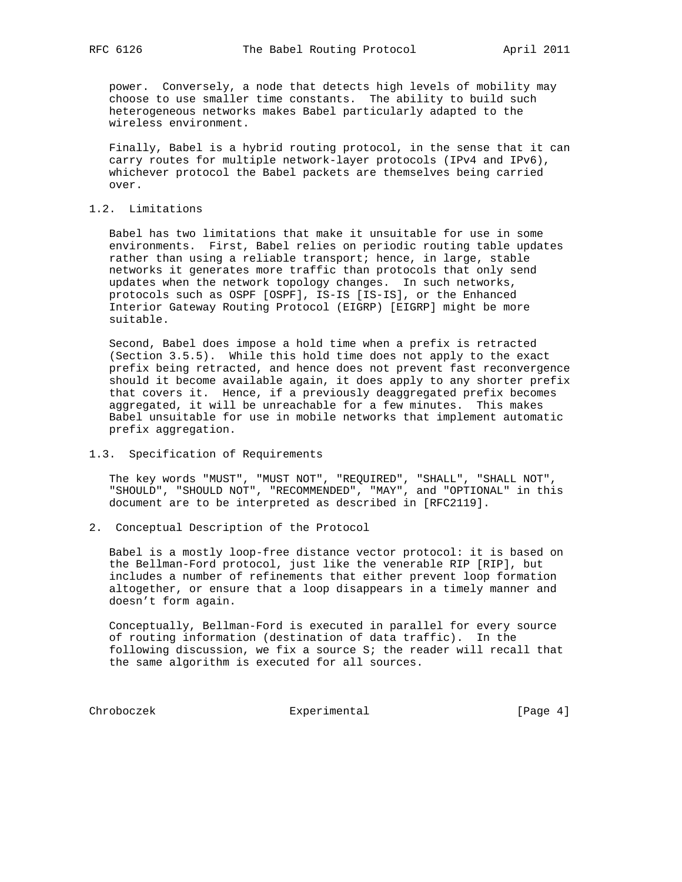power. Conversely, a node that detects high levels of mobility may choose to use smaller time constants. The ability to build such heterogeneous networks makes Babel particularly adapted to the wireless environment.

Finally, Babel is a hybrid routing protocol, in the sense that it can carry routes for multiple network-layer protocols (IPv4 and IPv6), whichever protocol the Babel packets are themselves being carried over.

## 1.2. Limitations

Babel has two limitations that make it unsuitable for use in some environments. First, Babel relies on periodic routing table updates rather than using a reliable transport; hence, in large, stable networks it generates more traffic than protocols that only send updates when the network topology changes. In such networks, protocols such as OSPF [OSPF], IS-IS [IS-IS], or the Enhanced Interior Gateway Routing Protocol (EIGRP) [EIGRP] might be more suitable.

Second, Babel does impose a hold time when a prefix is retracted (Section 3.5.5). While this hold time does not apply to the exact prefix being retracted, and hence does not prevent fast reconvergence should it become available again, it does apply to any shorter prefix that covers it. Hence, if a previously deaggregated prefix becomes aggregated, it will be unreachable for a few minutes. This makes Babel unsuitable for use in mobile networks that implement automatic prefix aggregation.

## 1.3. Specification of Requirements

The key words "MUST", "MUST NOT", "REQUIRED", "SHALL", "SHALL NOT", "SHOULD", "SHOULD NOT", "RECOMMENDED", "MAY", and "OPTIONAL" in this document are to be interpreted as described in [RFC2119].

# 2. Conceptual Description of the Protocol

Babel is a mostly loop-free distance vector protocol: it is based on the Bellman-Ford protocol, just like the venerable RIP [RIP], but includes a number of refinements that either prevent loop formation altogether, or ensure that a loop disappears in a timely manner and doesn't form again.

Conceptually, Bellman-Ford is executed in parallel for every source of routing information (destination of data traffic). In the following discussion, we fix a source S; the reader will recall that the same algorithm is executed for all sources.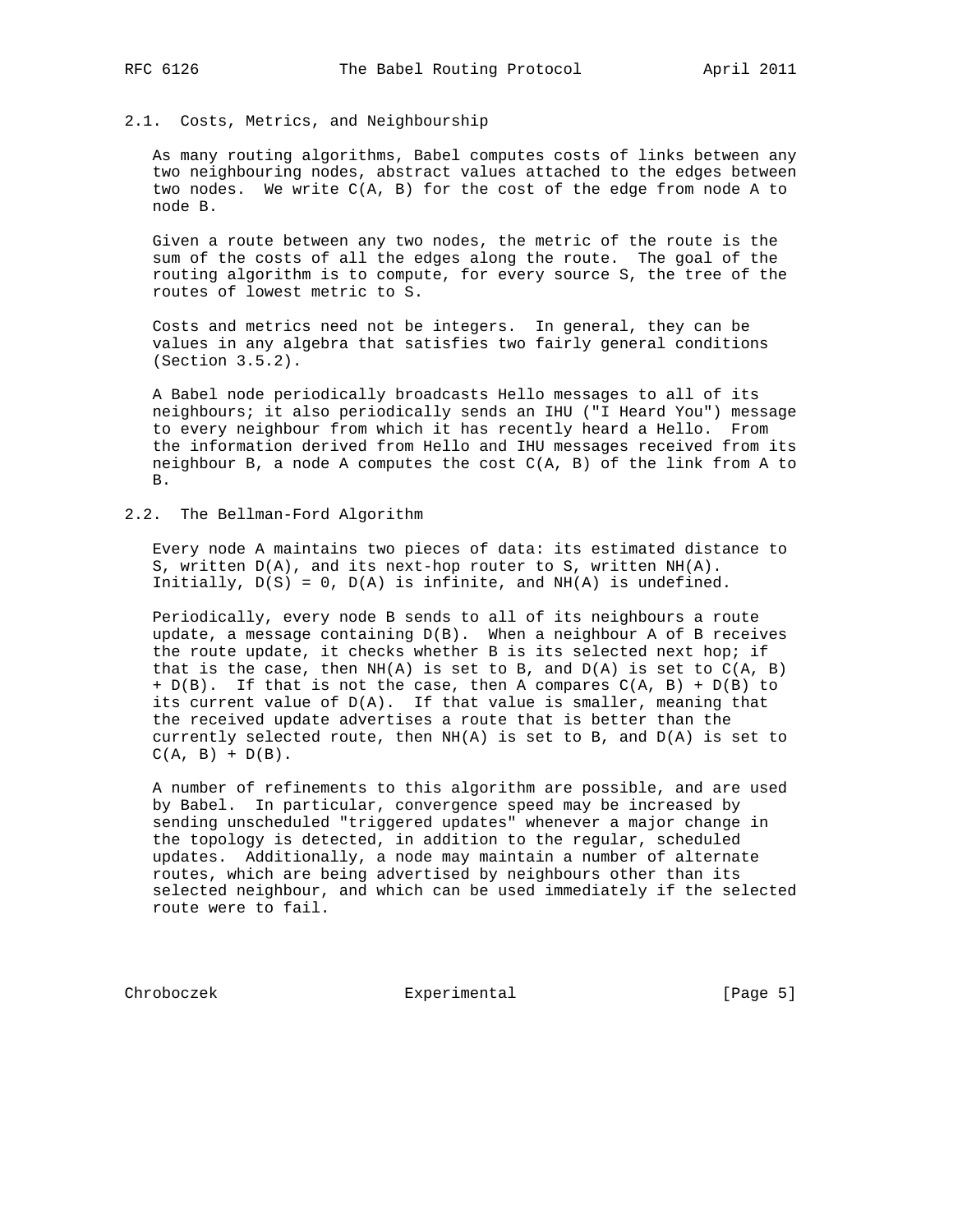### 2.1. Costs, Metrics, and Neighbourship

As many routing algorithms, Babel computes costs of links between any two neighbouring nodes, abstract values attached to the edges between two nodes. We write $C(A, B)$ for the cost of the edge from node A to node B.

Given a route between any two nodes, the metric of the route is the sum of the costs of all the edges along the route. The goal of the routing algorithm is to compute, for every source S, the tree of the routes of lowest metric to S.

Costs and metrics need not be integers. In general, they can be values in any algebra that satisfies two fairly general conditions (Section 3.5.2).

A Babel node periodically broadcasts Hello messages to all of its neighbours; it also periodically sends an IHU ("I Heard You") message to every neighbour from which it has recently heard a Hello. From the information derived from Hello and IHU messages received from its neighbour B, a node A computes the cost $C(A, B)$ of the link from A to B.

### 2.2. The Bellman-Ford Algorithm

Every node A maintains two pieces of data: its estimated distance to S, written $D(A)$, and its next-hop router to S, written $NH(A)$. Initially, $D(S) = 0$, $D(A)$ is infinite, and $NH(A)$ is undefined.

Periodically, every node B sends to all of its neighbours a route update, a message containing $D(B)$. When a neighbour A of B receives the route update, it checks whether B is its selected next hop; if that is the case, then $NH(A)$ is set to B, and $D(A)$ is set to $C(A, B) + D(B)$. If that is not the case, then A compares $C(A, B) + D(B)$ to its current value of $D(A)$. If that value is smaller, meaning that the received update advertises a route that is better than the currently selected route, then $NH(A)$ is set to B, and $D(A)$ is set to $C(A, B) + D(B)$.

A number of refinements to this algorithm are possible, and are used by Babel. In particular, convergence speed may be increased by sending unscheduled "triggered updates" whenever a major change in the topology is detected, in addition to the regular, scheduled updates. Additionally, a node may maintain a number of alternate routes, which are being advertised by neighbours other than its selected neighbour, and which can be used immediately if the selected route were to fail.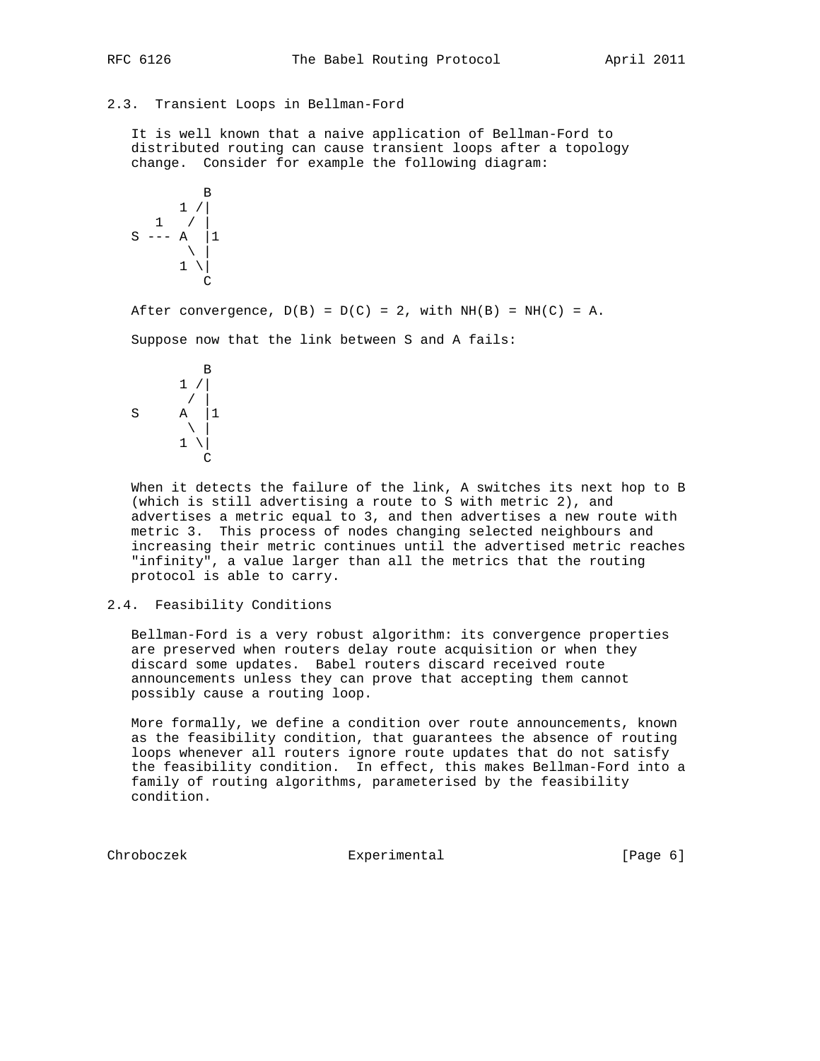### 2.3. Transient Loops in Bellman-Ford

It is well known that a naive application of Bellman-Ford to distributed routing can cause transient loops after a topology change. Consider for example the following diagram:

```
         B
      1 /|
   1   / |
S --- A  |1
       \ |
      1 \|
         C
```

After convergence, D(B) = D(C) = 2, with NH(B) = NH(C) = A.

Suppose now that the link between S and A fails:

```
         B
      1 /|
       / |
S     A  |1
       \ |
      1 \|
         C
```

When it detects the failure of the link, A switches its next hop to B (which is still advertising a route to S with metric 2), and advertises a metric equal to 3, and then advertises a new route with metric 3. This process of nodes changing selected neighbours and increasing their metric continues until the advertised metric reaches "infinity", a value larger than all the metrics that the routing protocol is able to carry.

### 2.4. Feasibility Conditions

Bellman-Ford is a very robust algorithm: its convergence properties are preserved when routers delay route acquisition or when they discard some updates. Babel routers discard received route announcements unless they can prove that accepting them cannot possibly cause a routing loop.

More formally, we define a condition over route announcements, known as the feasibility condition, that guarantees the absence of routing loops whenever all routers ignore route updates that do not satisfy the feasibility condition. In effect, this makes Bellman-Ford into a family of routing algorithms, parameterised by the feasibility condition.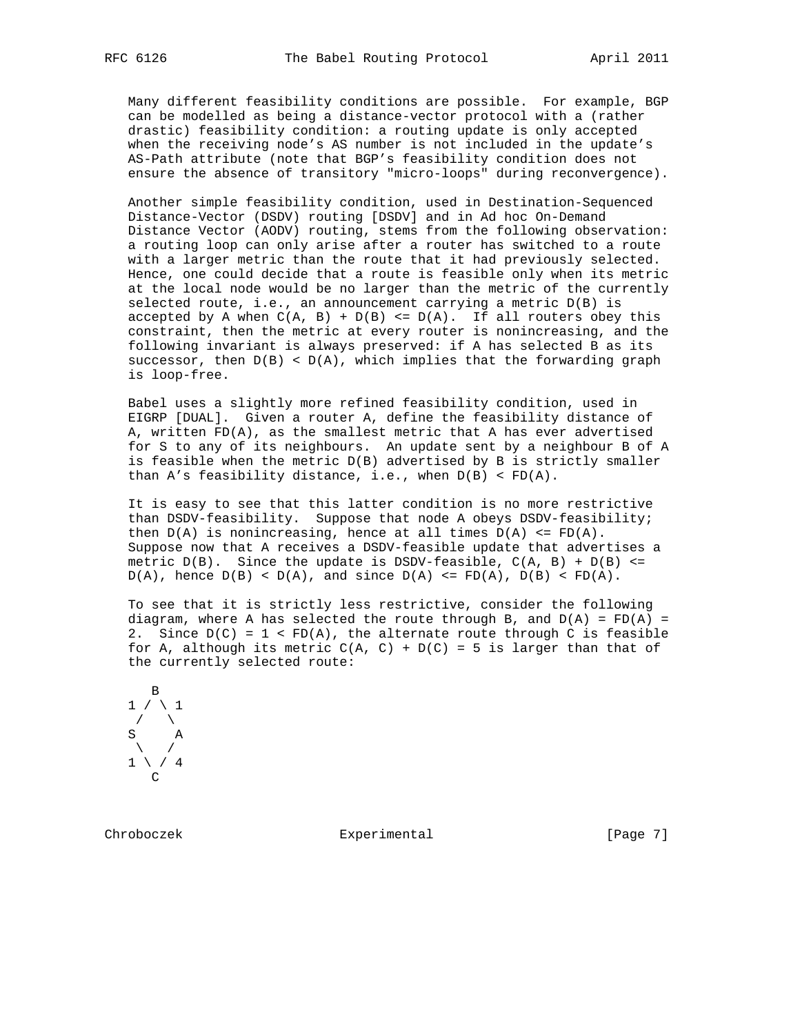Many different feasibility conditions are possible. For example, BGP can be modelled as being a distance-vector protocol with a (rather drastic) feasibility condition: a routing update is only accepted when the receiving node's AS number is not included in the update's AS-Path attribute (note that BGP's feasibility condition does not ensure the absence of transitory "micro-loops" during reconvergence).

Another simple feasibility condition, used in Destination-Sequenced Distance-Vector (DSDV) routing [DSDV] and in Ad hoc On-Demand Distance Vector (AODV) routing, stems from the following observation: a routing loop can only arise after a router has switched to a route with a larger metric than the route that it had previously selected. Hence, one could decide that a route is feasible only when its metric at the local node would be no larger than the metric of the currently selected route, i.e., an announcement carrying a metric $D(B)$ is accepted by A when $C(A, B) + D(B) <= D(A)$. If all routers obey this constraint, then the metric at every router is nonincreasing, and the following invariant is always preserved: if A has selected B as its successor, then $D(B) < D(A)$, which implies that the forwarding graph is loop-free.

Babel uses a slightly more refined feasibility condition, used in EIGRP [DUAL]. Given a router A, define the feasibility distance of A, written $FD(A)$, as the smallest metric that A has ever advertised for S to any of its neighbours. An update sent by a neighbour B of A is feasible when the metric $D(B)$ advertised by B is strictly smaller than A's feasibility distance, i.e., when $D(B) < FD(A)$.

It is easy to see that this latter condition is no more restrictive than DSDV-feasibility. Suppose that node A obeys DSDV-feasibility; then $D(A)$ is nonincreasing, hence at all times $D(A) <= FD(A)$. Suppose now that A receives a DSDV-feasible update that advertises a metric $D(B)$. Since the update is DSDV-feasible, $C(A, B) + D(B) <= D(A)$, hence $D(B) < D(A)$, and since $D(A) <= FD(A)$, $D(B) < FD(A)$.

To see that it is strictly less restrictive, consider the following diagram, where A has selected the route through B, and $D(A) = FD(A) = 2$. Since $D(C) = 1 < FD(A)$, the alternate route through C is feasible for A, although its metric $C(A, C) + D(C) = 5$ is larger than that of the currently selected route:

```
   B
1 / \ 1
 /   \
S     A
 \   /
1 \ / 4
   C
```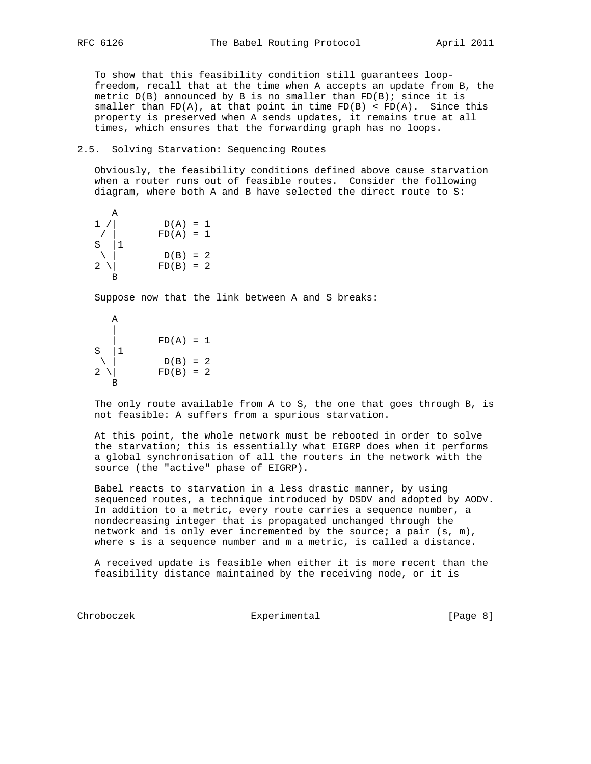To show that this feasibility condition still guarantees loop-freedom, recall that at the time when A accepts an update from B, the metric D(B) announced by B is no smaller than FD(B); since it is smaller than FD(A), at that point in time FD(B) < FD(A). Since this property is preserved when A sends updates, it remains true at all times, which ensures that the forwarding graph has no loops.

## 2.5. Solving Starvation: Sequencing Routes

Obviously, the feasibility conditions defined above cause starvation when a router runs out of feasible routes. Consider the following diagram, where both A and B have selected the direct route to S:

```
      A
  1 /|        D(A) = 1
   / |       FD(A) = 1
  S  |1
   \ |        D(B) = 2
  2 \|       FD(B) = 2
      B
```

Suppose now that the link between A and S breaks:

```
      A
      |
      |      FD(A) = 1
  S  |1
   \ |        D(B) = 2
  2 \|       FD(B) = 2
      B
```

The only route available from A to S, the one that goes through B, is not feasible: A suffers from a spurious starvation.

At this point, the whole network must be rebooted in order to solve the starvation; this is essentially what EIGRP does when it performs a global synchronisation of all the routers in the network with the source (the "active" phase of EIGRP).

Babel reacts to starvation in a less drastic manner, by using sequenced routes, a technique introduced by DSDV and adopted by AODV. In addition to a metric, every route carries a sequence number, a nondecreasing integer that is propagated unchanged through the network and is only ever incremented by the source; a pair (s, m), where s is a sequence number and m a metric, is called a distance.

A received update is feasible when either it is more recent than the feasibility distance maintained by the receiving node, or it is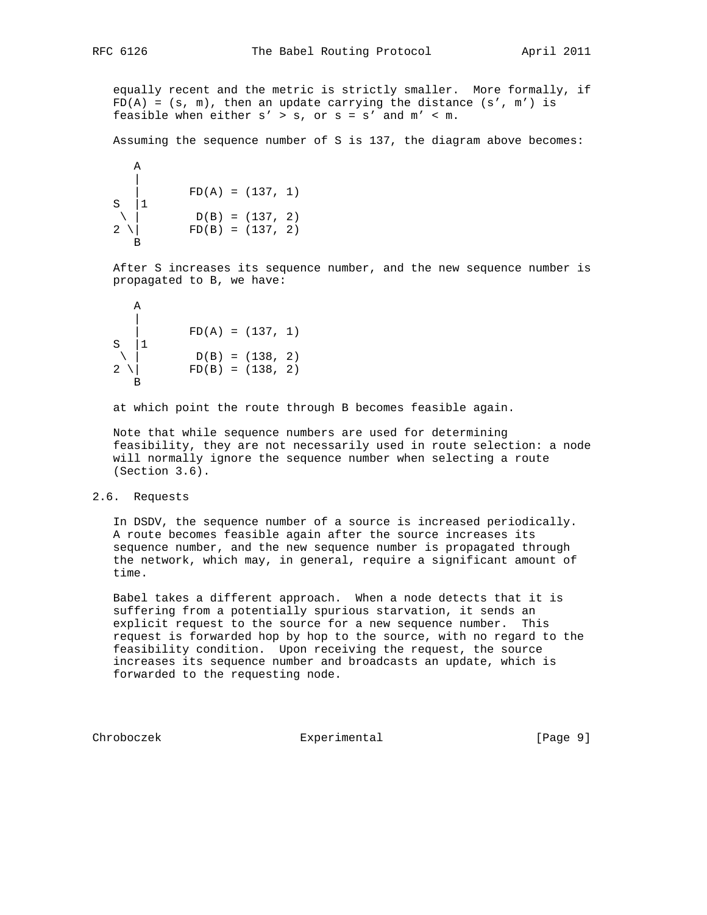equally recent and the metric is strictly smaller. More formally, if FD(A) = (s, m), then an update carrying the distance (s', m') is feasible when either s' > s, or s = s' and m' < m.

Assuming the sequence number of S is 137, the diagram above becomes:

```
   A
   |
   |       FD(A) = (137, 1)
S  |1
 \ |        D(B) = (137, 2)
2 \|       FD(B) = (137, 2)
   B
```

After S increases its sequence number, and the new sequence number is propagated to B, we have:

```
   A
   |
   |       FD(A) = (137, 1)
S  |1
 \ |        D(B) = (138, 2)
2 \|       FD(B) = (138, 2)
   B
```

at which point the route through B becomes feasible again.

Note that while sequence numbers are used for determining feasibility, they are not necessarily used in route selection: a node will normally ignore the sequence number when selecting a route (Section 3.6).

## 2.6. Requests

In DSDV, the sequence number of a source is increased periodically. A route becomes feasible again after the source increases its sequence number, and the new sequence number is propagated through the network, which may, in general, require a significant amount of time.

Babel takes a different approach. When a node detects that it is suffering from a potentially spurious starvation, it sends an explicit request to the source for a new sequence number. This request is forwarded hop by hop to the source, with no regard to the feasibility condition. Upon receiving the request, the source increases its sequence number and broadcasts an update, which is forwarded to the requesting node.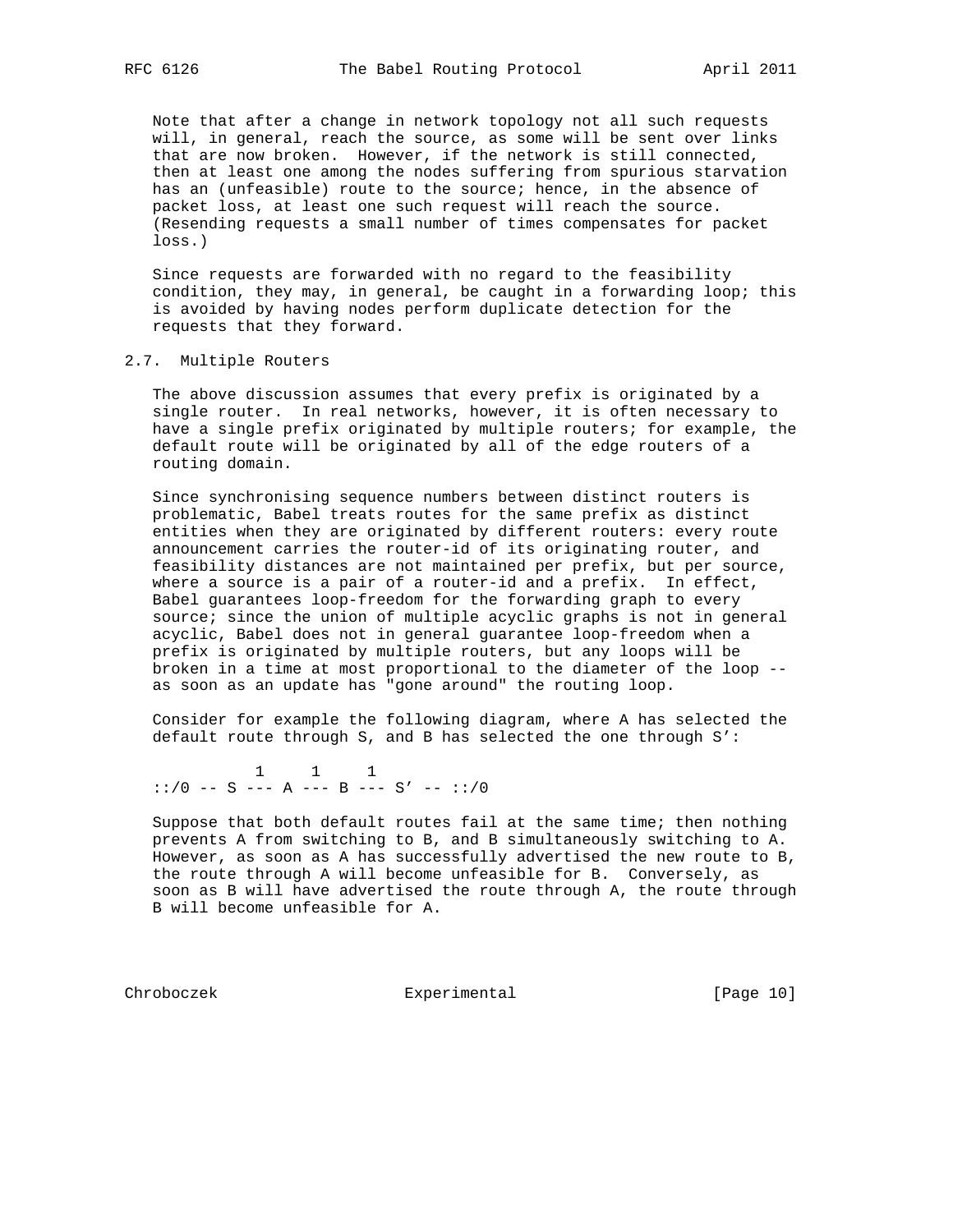Note that after a change in network topology not all such requests will, in general, reach the source, as some will be sent over links that are now broken. However, if the network is still connected, then at least one among the nodes suffering from spurious starvation has an (unfeasible) route to the source; hence, in the absence of packet loss, at least one such request will reach the source. (Resending requests a small number of times compensates for packet loss.)

Since requests are forwarded with no regard to the feasibility condition, they may, in general, be caught in a forwarding loop; this is avoided by having nodes perform duplicate detection for the requests that they forward.

### 2.7. Multiple Routers

The above discussion assumes that every prefix is originated by a single router. In real networks, however, it is often necessary to have a single prefix originated by multiple routers; for example, the default route will be originated by all of the edge routers of a routing domain.

Since synchronising sequence numbers between distinct routers is problematic, Babel treats routes for the same prefix as distinct entities when they are originated by different routers: every route announcement carries the router-id of its originating router, and feasibility distances are not maintained per prefix, but per source, where a source is a pair of a router-id and a prefix. In effect, Babel guarantees loop-freedom for the forwarding graph to every source; since the union of multiple acyclic graphs is not in general acyclic, Babel does not in general guarantee loop-freedom when a prefix is originated by multiple routers, but any loops will be broken in a time at most proportional to the diameter of the loop -- as soon as an update has "gone around" the routing loop.

Consider for example the following diagram, where A has selected the default route through S, and B has selected the one through S':

```
           1     1     1
::/0 -- S --- A --- B --- S' -- ::/0
```

Suppose that both default routes fail at the same time; then nothing prevents A from switching to B, and B simultaneously switching to A. However, as soon as A has successfully advertised the new route to B, the route through A will become unfeasible for B. Conversely, as soon as B will have advertised the route through A, the route through B will become unfeasible for A.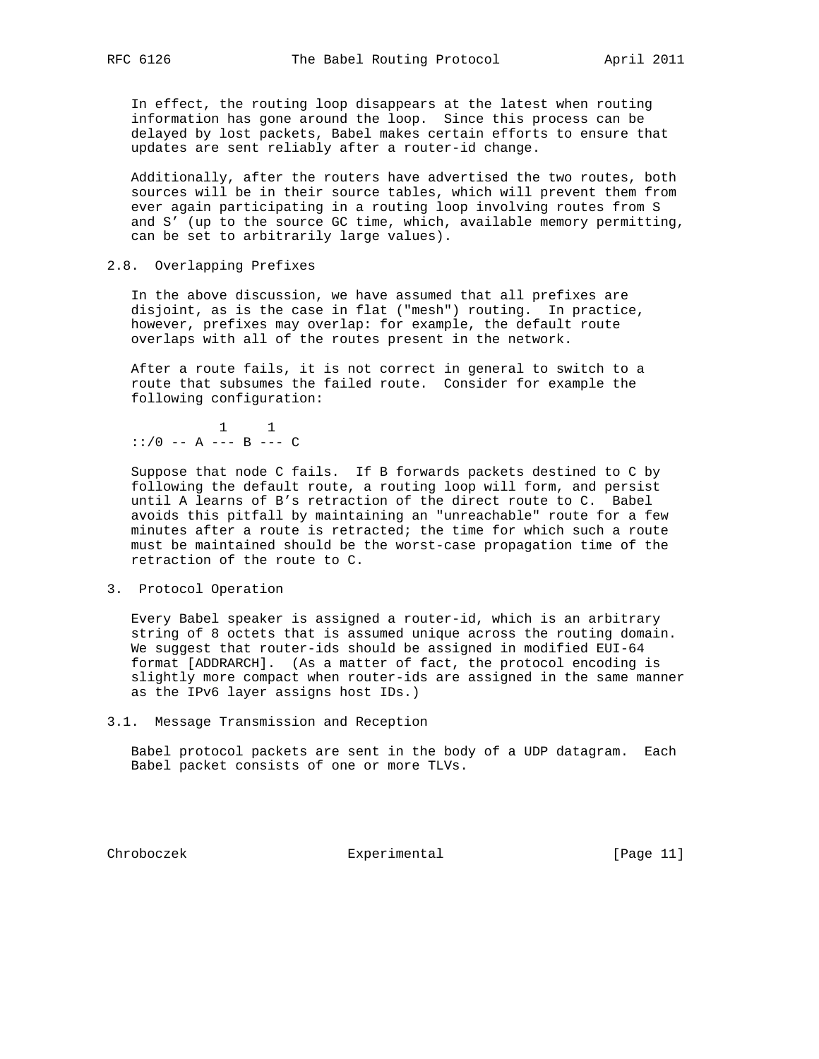In effect, the routing loop disappears at the latest when routing information has gone around the loop. Since this process can be delayed by lost packets, Babel makes certain efforts to ensure that updates are sent reliably after a router-id change.

Additionally, after the routers have advertised the two routes, both sources will be in their source tables, which will prevent them from ever again participating in a routing loop involving routes from S and S' (up to the source GC time, which, available memory permitting, can be set to arbitrarily large values).

## 2.8. Overlapping Prefixes

In the above discussion, we have assumed that all prefixes are disjoint, as is the case in flat ("mesh") routing. In practice, however, prefixes may overlap: for example, the default route overlaps with all of the routes present in the network.

After a route fails, it is not correct in general to switch to a route that subsumes the failed route. Consider for example the following configuration:

```
           1     1
::/0 -- A --- B --- C
```

Suppose that node C fails. If B forwards packets destined to C by following the default route, a routing loop will form, and persist until A learns of B's retraction of the direct route to C. Babel avoids this pitfall by maintaining an "unreachable" route for a few minutes after a route is retracted; the time for which such a route must be maintained should be the worst-case propagation time of the retraction of the route to C.

# 3. Protocol Operation

Every Babel speaker is assigned a router-id, which is an arbitrary string of 8 octets that is assumed unique across the routing domain. We suggest that router-ids should be assigned in modified EUI-64 format [ADDRARCH]. (As a matter of fact, the protocol encoding is slightly more compact when router-ids are assigned in the same manner as the IPv6 layer assigns host IDs.)

## 3.1. Message Transmission and Reception

Babel protocol packets are sent in the body of a UDP datagram. Each Babel packet consists of one or more TLVs.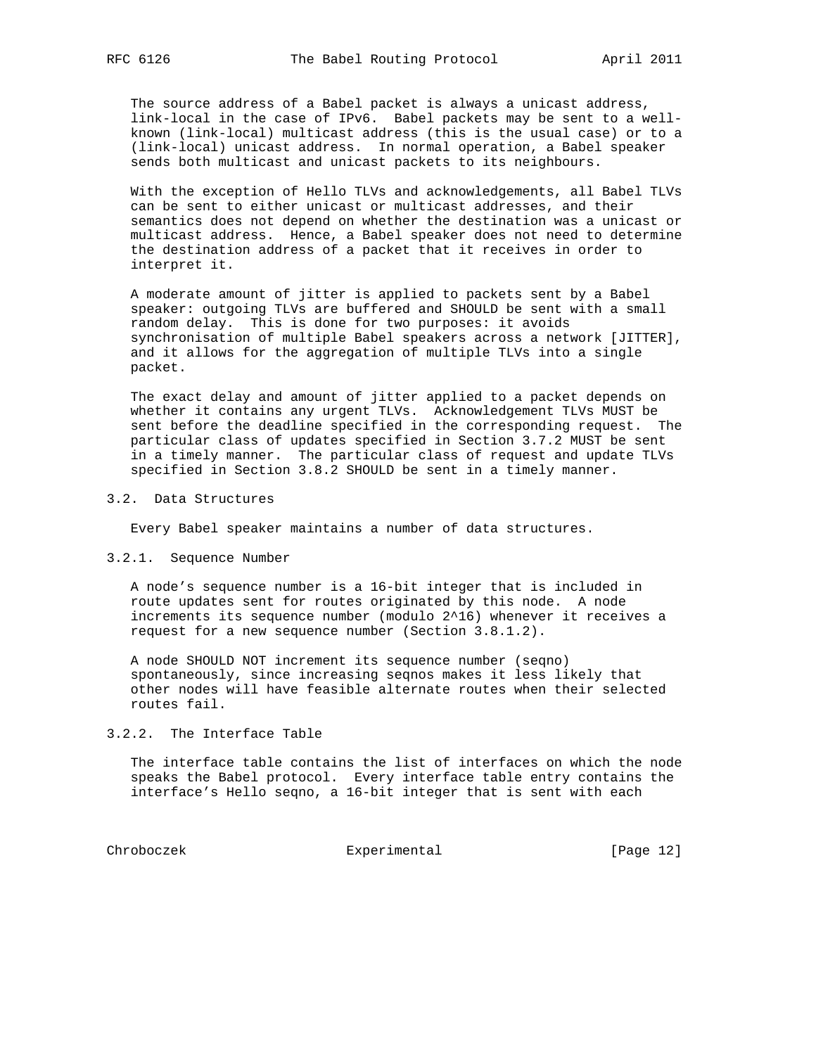The source address of a Babel packet is always a unicast address, link-local in the case of IPv6. Babel packets may be sent to a well-known (link-local) multicast address (this is the usual case) or to a (link-local) unicast address. In normal operation, a Babel speaker sends both multicast and unicast packets to its neighbours.

With the exception of Hello TLVs and acknowledgements, all Babel TLVs can be sent to either unicast or multicast addresses, and their semantics does not depend on whether the destination was a unicast or multicast address. Hence, a Babel speaker does not need to determine the destination address of a packet that it receives in order to interpret it.

A moderate amount of jitter is applied to packets sent by a Babel speaker: outgoing TLVs are buffered and SHOULD be sent with a small random delay. This is done for two purposes: it avoids synchronisation of multiple Babel speakers across a network [JITTER], and it allows for the aggregation of multiple TLVs into a single packet.

The exact delay and amount of jitter applied to a packet depends on whether it contains any urgent TLVs. Acknowledgement TLVs MUST be sent before the deadline specified in the corresponding request. The particular class of updates specified in Section 3.7.2 MUST be sent in a timely manner. The particular class of request and update TLVs specified in Section 3.8.2 SHOULD be sent in a timely manner.

## 3.2. Data Structures

Every Babel speaker maintains a number of data structures.

### 3.2.1. Sequence Number

A node's sequence number is a 16-bit integer that is included in route updates sent for routes originated by this node. A node increments its sequence number (modulo $2^{16}$) whenever it receives a request for a new sequence number (Section 3.8.1.2).

A node SHOULD NOT increment its sequence number (seqno) spontaneously, since increasing seqnos makes it less likely that other nodes will have feasible alternate routes when their selected routes fail.

### 3.2.2. The Interface Table

The interface table contains the list of interfaces on which the node speaks the Babel protocol. Every interface table entry contains the interface's Hello seqno, a 16-bit integer that is sent with each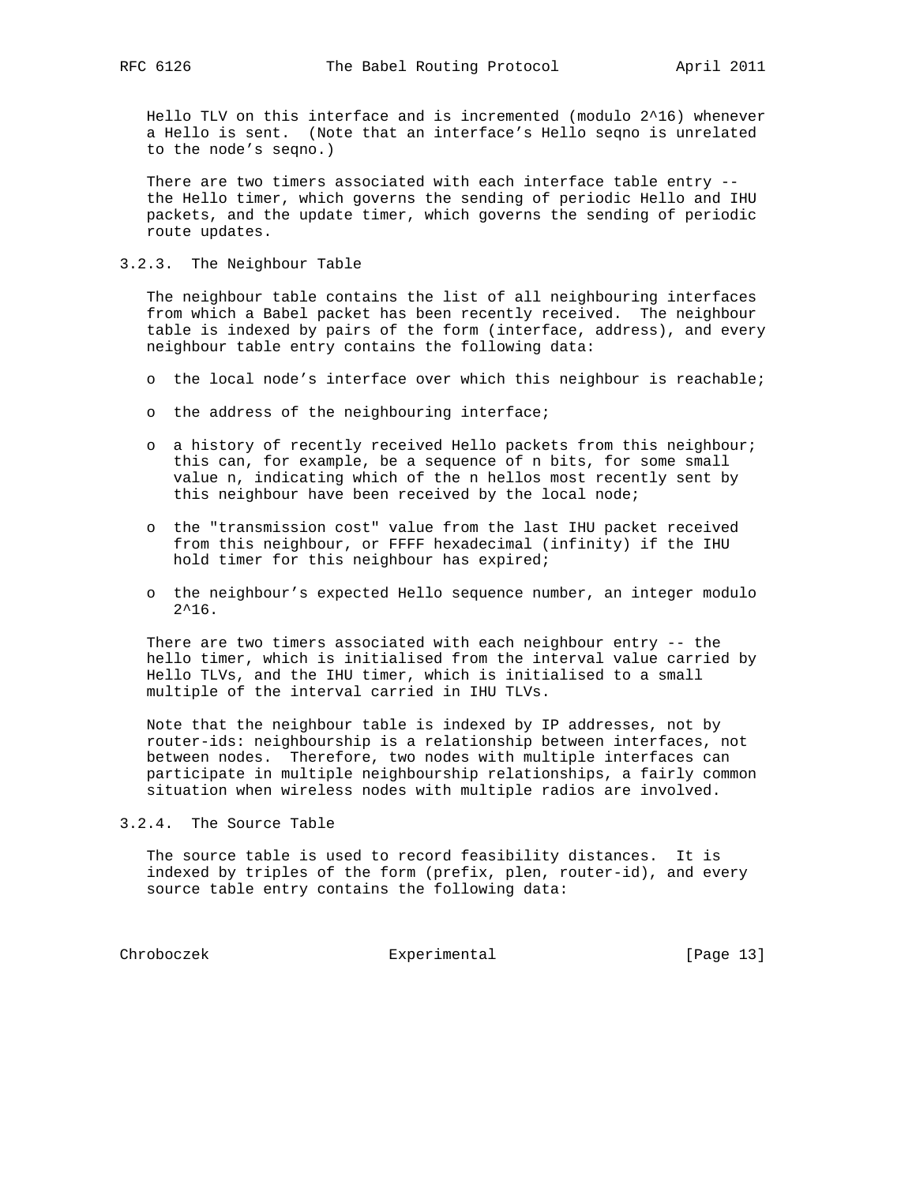Hello TLV on this interface and is incremented (modulo $2^{16}$) whenever a Hello is sent. (Note that an interface's Hello seqno is unrelated to the node's seqno.)

There are two timers associated with each interface table entry -- the Hello timer, which governs the sending of periodic Hello and IHU packets, and the update timer, which governs the sending of periodic route updates.

### 3.2.3. The Neighbour Table

The neighbour table contains the list of all neighbouring interfaces from which a Babel packet has been recently received. The neighbour table is indexed by pairs of the form (interface, address), and every neighbour table entry contains the following data:

- the local node's interface over which this neighbour is reachable;
- the address of the neighbouring interface;
- a history of recently received Hello packets from this neighbour; this can, for example, be a sequence of n bits, for some small value n, indicating which of the n hellos most recently sent by this neighbour have been received by the local node;
- the "transmission cost" value from the last IHU packet received from this neighbour, or FFFF hexadecimal (infinity) if the IHU hold timer for this neighbour has expired;
- the neighbour's expected Hello sequence number, an integer modulo $2^{16}$.

There are two timers associated with each neighbour entry -- the hello timer, which is initialised from the interval value carried by Hello TLVs, and the IHU timer, which is initialised to a small multiple of the interval carried in IHU TLVs.

Note that the neighbour table is indexed by IP addresses, not by router-ids: neighbourship is a relationship between interfaces, not between nodes. Therefore, two nodes with multiple interfaces can participate in multiple neighbourship relationships, a fairly common situation when wireless nodes with multiple radios are involved.

### 3.2.4. The Source Table

The source table is used to record feasibility distances. It is indexed by triples of the form (prefix, plen, router-id), and every source table entry contains the following data: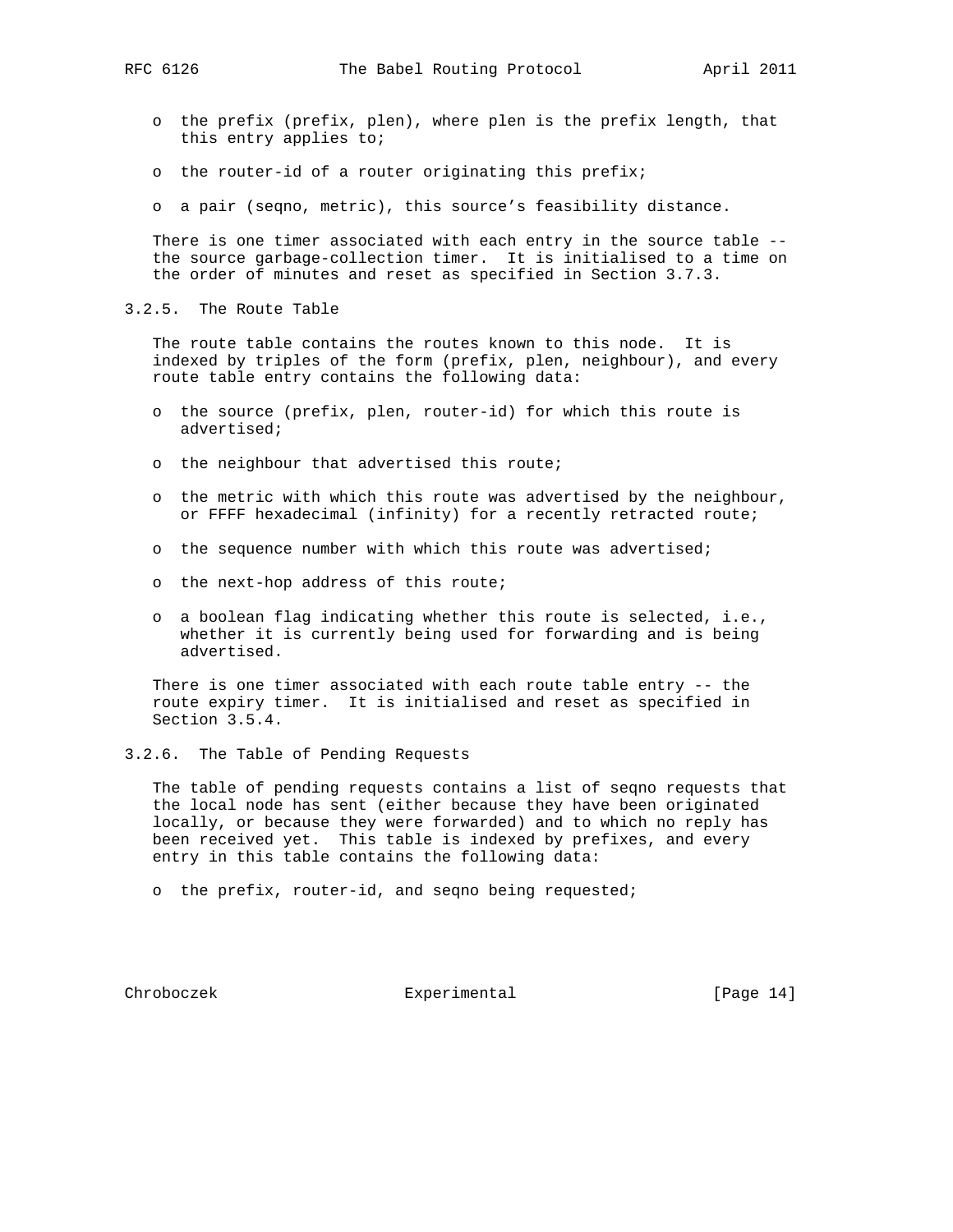- the prefix (prefix, plen), where plen is the prefix length, that this entry applies to;
- the router-id of a router originating this prefix;
- a pair (seqno, metric), this source's feasibility distance.

There is one timer associated with each entry in the source table -- the source garbage-collection timer. It is initialised to a time on the order of minutes and reset as specified in Section 3.7.3.

### 3.2.5. The Route Table

The route table contains the routes known to this node. It is indexed by triples of the form (prefix, plen, neighbour), and every route table entry contains the following data:

- the source (prefix, plen, router-id) for which this route is advertised;
- the neighbour that advertised this route;
- the metric with which this route was advertised by the neighbour, or FFFF hexadecimal (infinity) for a recently retracted route;
- the sequence number with which this route was advertised;
- the next-hop address of this route;
- a boolean flag indicating whether this route is selected, i.e., whether it is currently being used for forwarding and is being advertised.

There is one timer associated with each route table entry -- the route expiry timer. It is initialised and reset as specified in Section 3.5.4.

### 3.2.6. The Table of Pending Requests

The table of pending requests contains a list of seqno requests that the local node has sent (either because they have been originated locally, or because they were forwarded) and to which no reply has been received yet. This table is indexed by prefixes, and every entry in this table contains the following data:

- the prefix, router-id, and seqno being requested;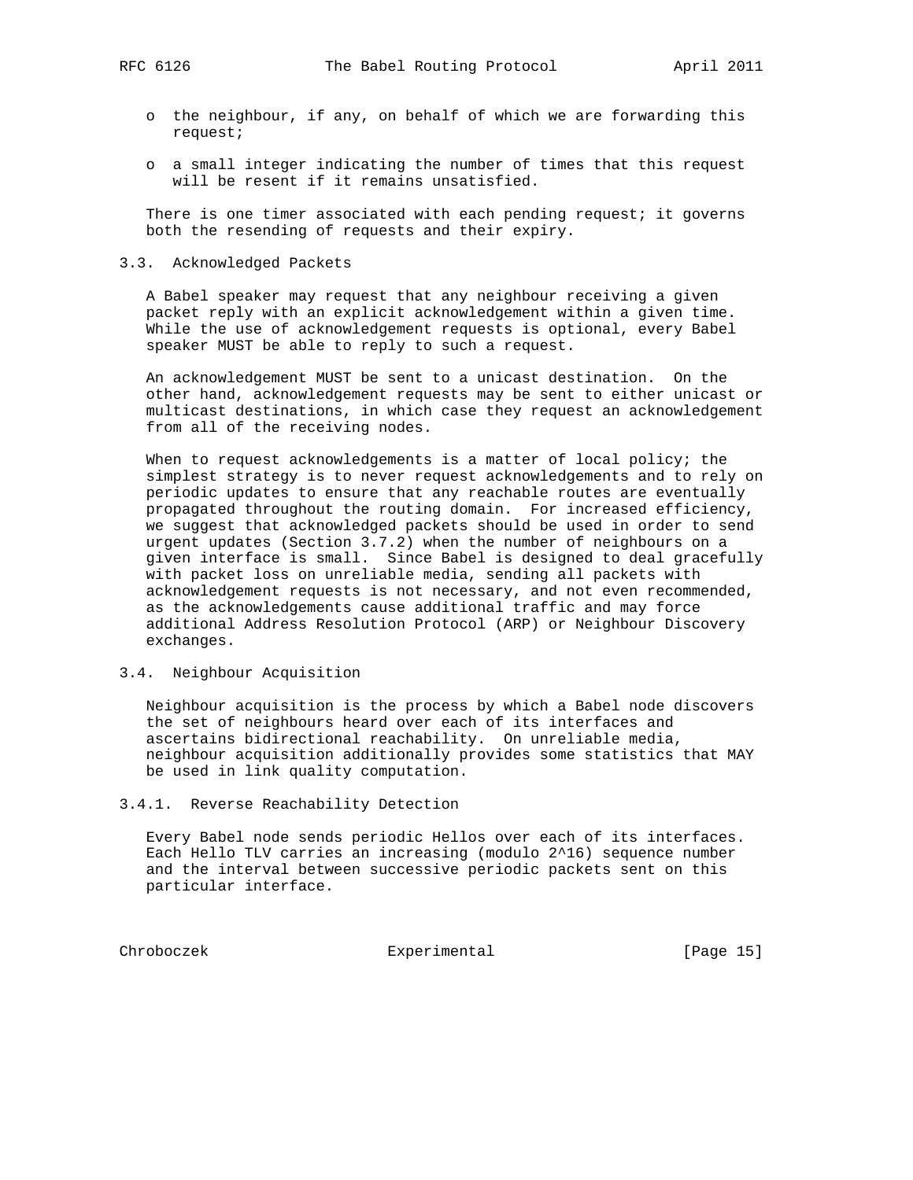- the neighbour, if any, on behalf of which we are forwarding this request;
- a small integer indicating the number of times that this request will be resent if it remains unsatisfied.

There is one timer associated with each pending request; it governs both the resending of requests and their expiry.

### 3.3. Acknowledged Packets

A Babel speaker may request that any neighbour receiving a given packet reply with an explicit acknowledgement within a given time. While the use of acknowledgement requests is optional, every Babel speaker MUST be able to reply to such a request.

An acknowledgement MUST be sent to a unicast destination. On the other hand, acknowledgement requests may be sent to either unicast or multicast destinations, in which case they request an acknowledgement from all of the receiving nodes.

When to request acknowledgements is a matter of local policy; the simplest strategy is to never request acknowledgements and to rely on periodic updates to ensure that any reachable routes are eventually propagated throughout the routing domain. For increased efficiency, we suggest that acknowledged packets should be used in order to send urgent updates (Section 3.7.2) when the number of neighbours on a given interface is small. Since Babel is designed to deal gracefully with packet loss on unreliable media, sending all packets with acknowledgement requests is not necessary, and not even recommended, as the acknowledgements cause additional traffic and may force additional Address Resolution Protocol (ARP) or Neighbour Discovery exchanges.

### 3.4. Neighbour Acquisition

Neighbour acquisition is the process by which a Babel node discovers the set of neighbours heard over each of its interfaces and ascertains bidirectional reachability. On unreliable media, neighbour acquisition additionally provides some statistics that MAY be used in link quality computation.

#### 3.4.1. Reverse Reachability Detection

Every Babel node sends periodic Hellos over each of its interfaces. Each Hello TLV carries an increasing (modulo $2^{16}$) sequence number and the interval between successive periodic packets sent on this particular interface.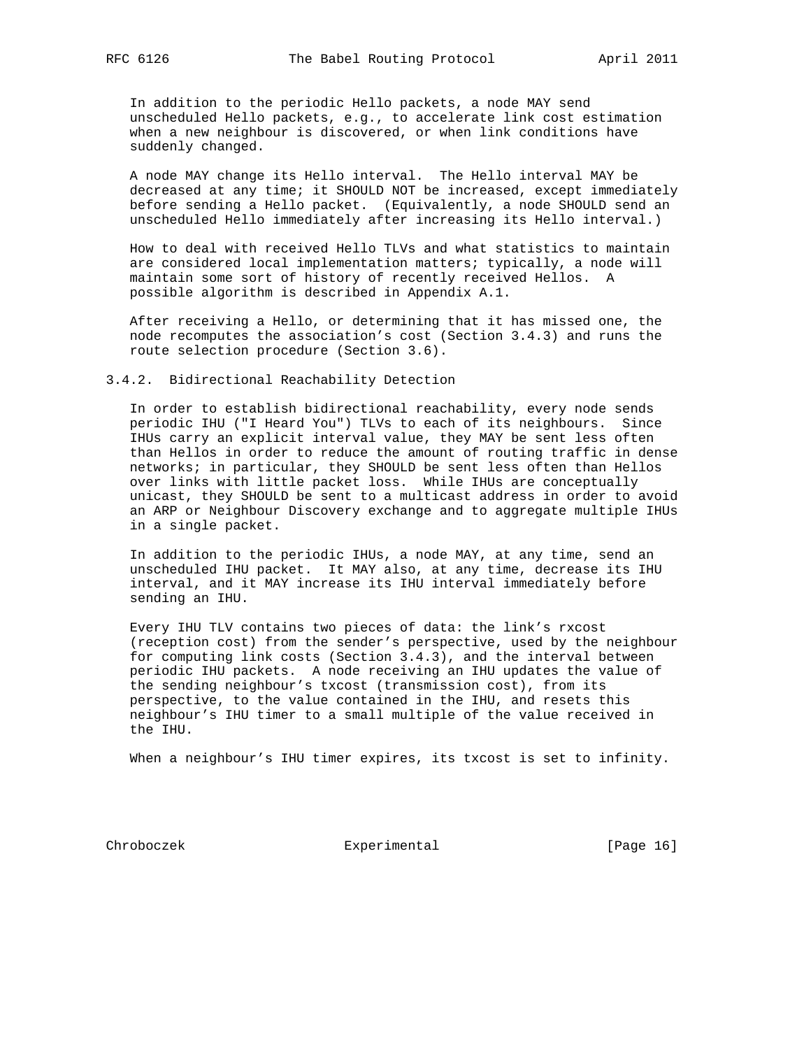In addition to the periodic Hello packets, a node MAY send unscheduled Hello packets, e.g., to accelerate link cost estimation when a new neighbour is discovered, or when link conditions have suddenly changed.

A node MAY change its Hello interval. The Hello interval MAY be decreased at any time; it SHOULD NOT be increased, except immediately before sending a Hello packet. (Equivalently, a node SHOULD send an unscheduled Hello immediately after increasing its Hello interval.)

How to deal with received Hello TLVs and what statistics to maintain are considered local implementation matters; typically, a node will maintain some sort of history of recently received Hellos. A possible algorithm is described in Appendix A.1.

After receiving a Hello, or determining that it has missed one, the node recomputes the association's cost (Section 3.4.3) and runs the route selection procedure (Section 3.6).

### 3.4.2. Bidirectional Reachability Detection

In order to establish bidirectional reachability, every node sends periodic IHU ("I Heard You") TLVs to each of its neighbours. Since IHUs carry an explicit interval value, they MAY be sent less often than Hellos in order to reduce the amount of routing traffic in dense networks; in particular, they SHOULD be sent less often than Hellos over links with little packet loss. While IHUs are conceptually unicast, they SHOULD be sent to a multicast address in order to avoid an ARP or Neighbour Discovery exchange and to aggregate multiple IHUs in a single packet.

In addition to the periodic IHUs, a node MAY, at any time, send an unscheduled IHU packet. It MAY also, at any time, decrease its IHU interval, and it MAY increase its IHU interval immediately before sending an IHU.

Every IHU TLV contains two pieces of data: the link's rxcost (reception cost) from the sender's perspective, used by the neighbour for computing link costs (Section 3.4.3), and the interval between periodic IHU packets. A node receiving an IHU updates the value of the sending neighbour's txcost (transmission cost), from its perspective, to the value contained in the IHU, and resets this neighbour's IHU timer to a small multiple of the value received in the IHU.

When a neighbour's IHU timer expires, its txcost is set to infinity.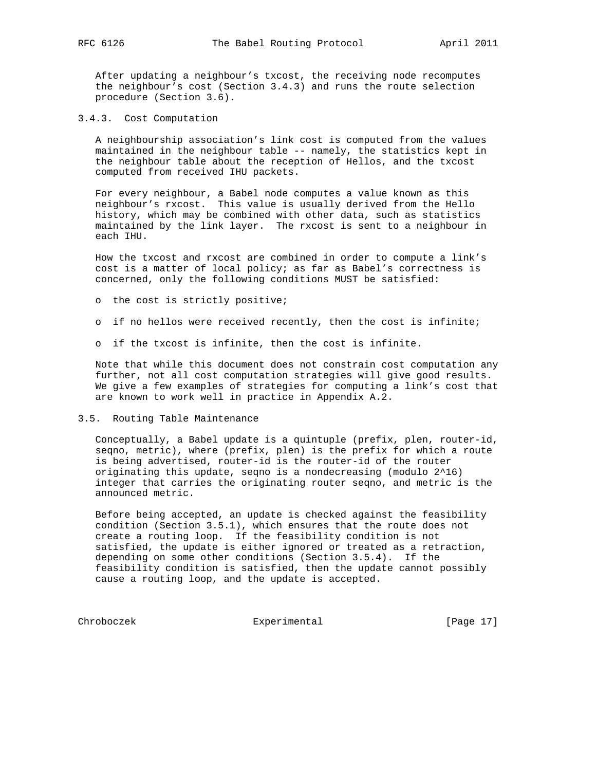After updating a neighbour's txcost, the receiving node recomputes the neighbour's cost (Section 3.4.3) and runs the route selection procedure (Section 3.6).

### 3.4.3. Cost Computation

A neighbourship association's link cost is computed from the values maintained in the neighbour table -- namely, the statistics kept in the neighbour table about the reception of Hellos, and the txcost computed from received IHU packets.

For every neighbour, a Babel node computes a value known as this neighbour's rxcost. This value is usually derived from the Hello history, which may be combined with other data, such as statistics maintained by the link layer. The rxcost is sent to a neighbour in each IHU.

How the txcost and rxcost are combined in order to compute a link's cost is a matter of local policy; as far as Babel's correctness is concerned, only the following conditions MUST be satisfied:

- the cost is strictly positive;
- if no hellos were received recently, then the cost is infinite;
- if the txcost is infinite, then the cost is infinite.

Note that while this document does not constrain cost computation any further, not all cost computation strategies will give good results. We give a few examples of strategies for computing a link's cost that are known to work well in practice in Appendix A.2.

## 3.5. Routing Table Maintenance

Conceptually, a Babel update is a quintuple (prefix, plen, router-id, seqno, metric), where (prefix, plen) is the prefix for which a route is being advertised, router-id is the router-id of the router originating this update, seqno is a nondecreasing (modulo $2^{16}$) integer that carries the originating router seqno, and metric is the announced metric.

Before being accepted, an update is checked against the feasibility condition (Section 3.5.1), which ensures that the route does not create a routing loop. If the feasibility condition is not satisfied, the update is either ignored or treated as a retraction, depending on some other conditions (Section 3.5.4). If the feasibility condition is satisfied, then the update cannot possibly cause a routing loop, and the update is accepted.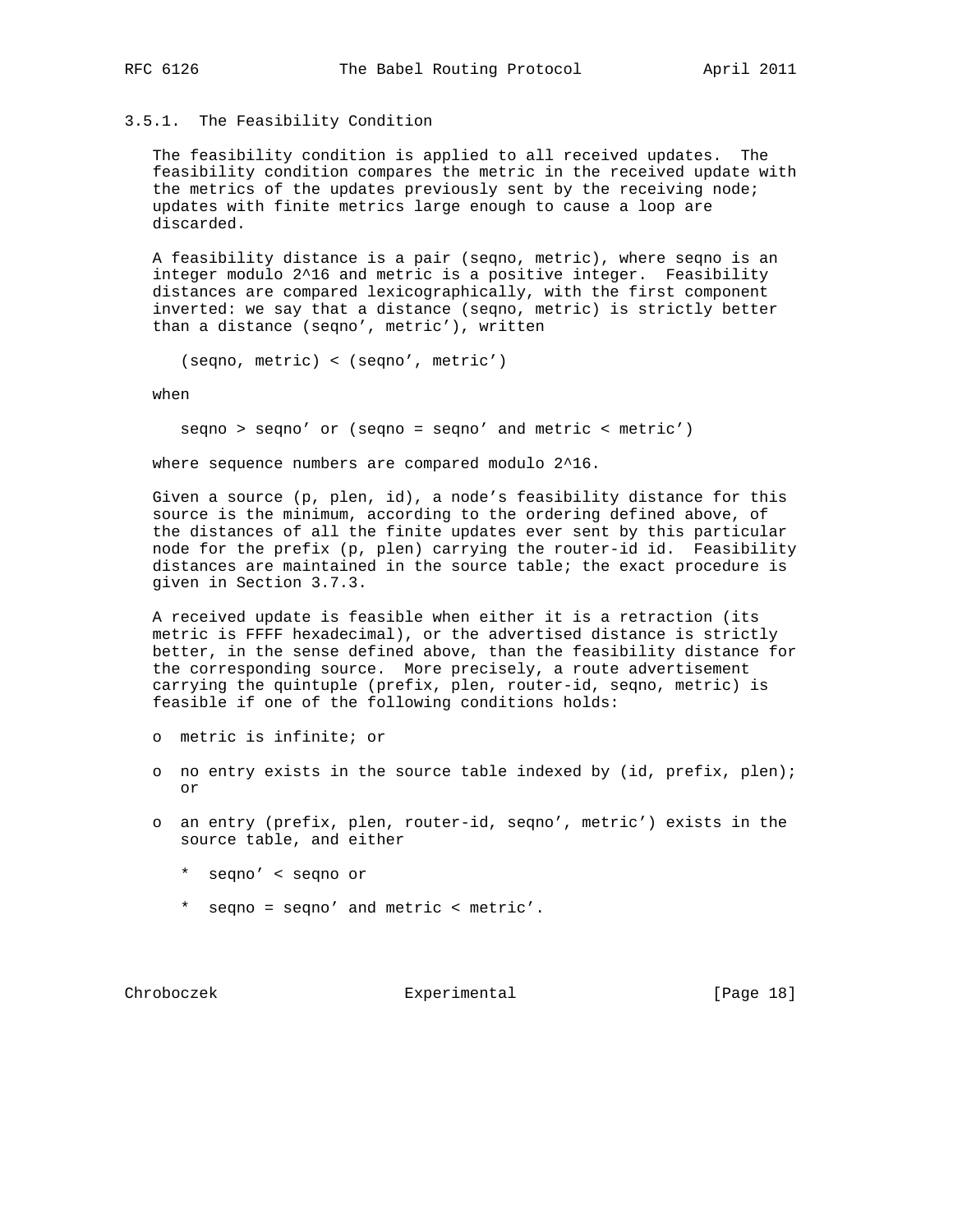### 3.5.1. The Feasibility Condition

The feasibility condition is applied to all received updates. The feasibility condition compares the metric in the received update with the metrics of the updates previously sent by the receiving node; updates with finite metrics large enough to cause a loop are discarded.

A feasibility distance is a pair (seqno, metric), where seqno is an integer modulo $2^{16}$ and metric is a positive integer. Feasibility distances are compared lexicographically, with the first component inverted: we say that a distance (seqno, metric) is strictly better than a distance (seqno', metric'), written

$$(seqno, metric) < (seqno', metric')$$

when

$$seqno > seqno' \text{ or } (seqno = seqno' \text{ and } metric < metric')$$

where sequence numbers are compared modulo $2^{16}$.

Given a source (p, plen, id), a node's feasibility distance for this source is the minimum, according to the ordering defined above, of the distances of all the finite updates ever sent by this particular node for the prefix (p, plen) carrying the router-id id. Feasibility distances are maintained in the source table; the exact procedure is given in Section 3.7.3.

A received update is feasible when either it is a retraction (its metric is FFFF hexadecimal), or the advertised distance is strictly better, in the sense defined above, than the feasibility distance for the corresponding source. More precisely, a route advertisement carrying the quintuple (prefix, plen, router-id, seqno, metric) is feasible if one of the following conditions holds:

- metric is infinite; or
- no entry exists in the source table indexed by (id, prefix, plen); or
- an entry (prefix, plen, router-id, seqno', metric') exists in the source table, and either
  - seqno' < seqno or
  - seqno = seqno' and metric < metric'.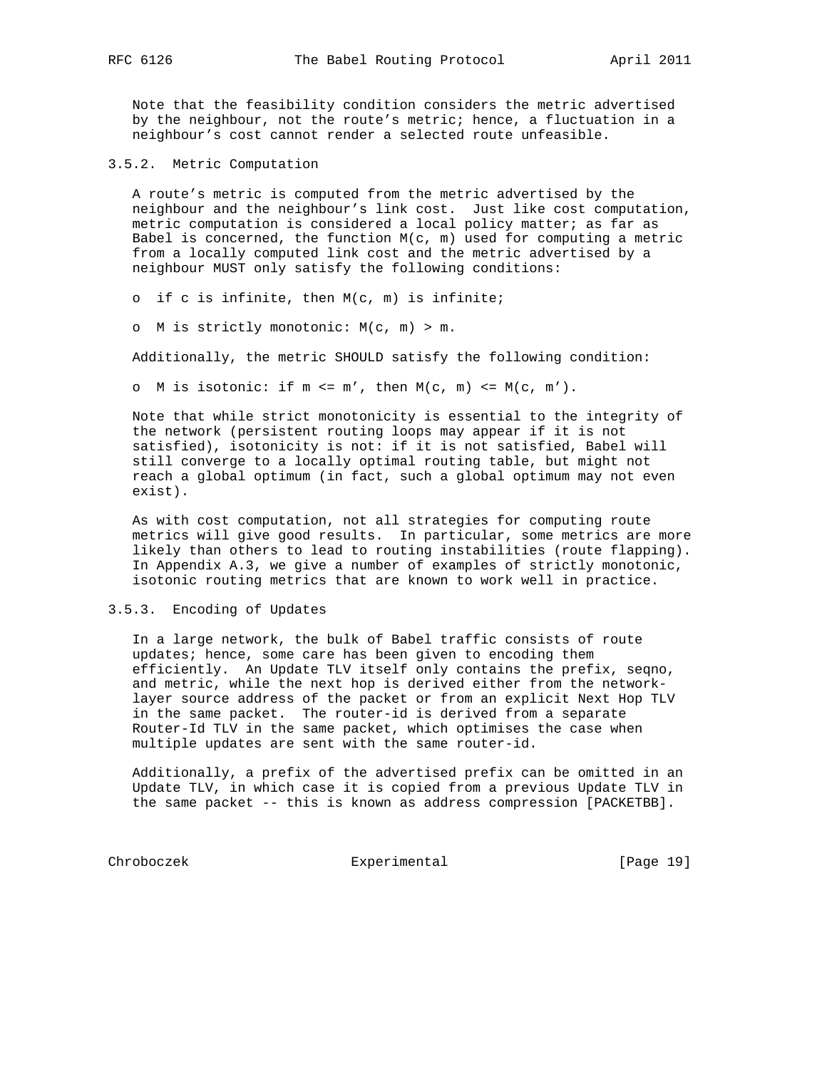Note that the feasibility condition considers the metric advertised by the neighbour, not the route's metric; hence, a fluctuation in a neighbour's cost cannot render a selected route unfeasible.

### 3.5.2. Metric Computation

A route's metric is computed from the metric advertised by the neighbour and the neighbour's link cost. Just like cost computation, metric computation is considered a local policy matter; as far as Babel is concerned, the function $M(c, m)$ used for computing a metric from a locally computed link cost and the metric advertised by a neighbour MUST only satisfy the following conditions:

- if c is infinite, then $M(c, m)$ is infinite;
- M is strictly monotonic: $M(c, m) > m$.

Additionally, the metric SHOULD satisfy the following condition:

- M is isotonic: if $m \le m'$, then $M(c, m) \le M(c, m')$.

Note that while strict monotonicity is essential to the integrity of the network (persistent routing loops may appear if it is not satisfied), isotonicity is not: if it is not satisfied, Babel will still converge to a locally optimal routing table, but might not reach a global optimum (in fact, such a global optimum may not even exist).

As with cost computation, not all strategies for computing route metrics will give good results. In particular, some metrics are more likely than others to lead to routing instabilities (route flapping). In Appendix A.3, we give a number of examples of strictly monotonic, isotonic routing metrics that are known to work well in practice.

### 3.5.3. Encoding of Updates

In a large network, the bulk of Babel traffic consists of route updates; hence, some care has been given to encoding them efficiently. An Update TLV itself only contains the prefix, seqno, and metric, while the next hop is derived either from the network-layer source address of the packet or from an explicit Next Hop TLV in the same packet. The router-id is derived from a separate Router-Id TLV in the same packet, which optimises the case when multiple updates are sent with the same router-id.

Additionally, a prefix of the advertised prefix can be omitted in an Update TLV, in which case it is copied from a previous Update TLV in the same packet -- this is known as address compression [PACKETBB].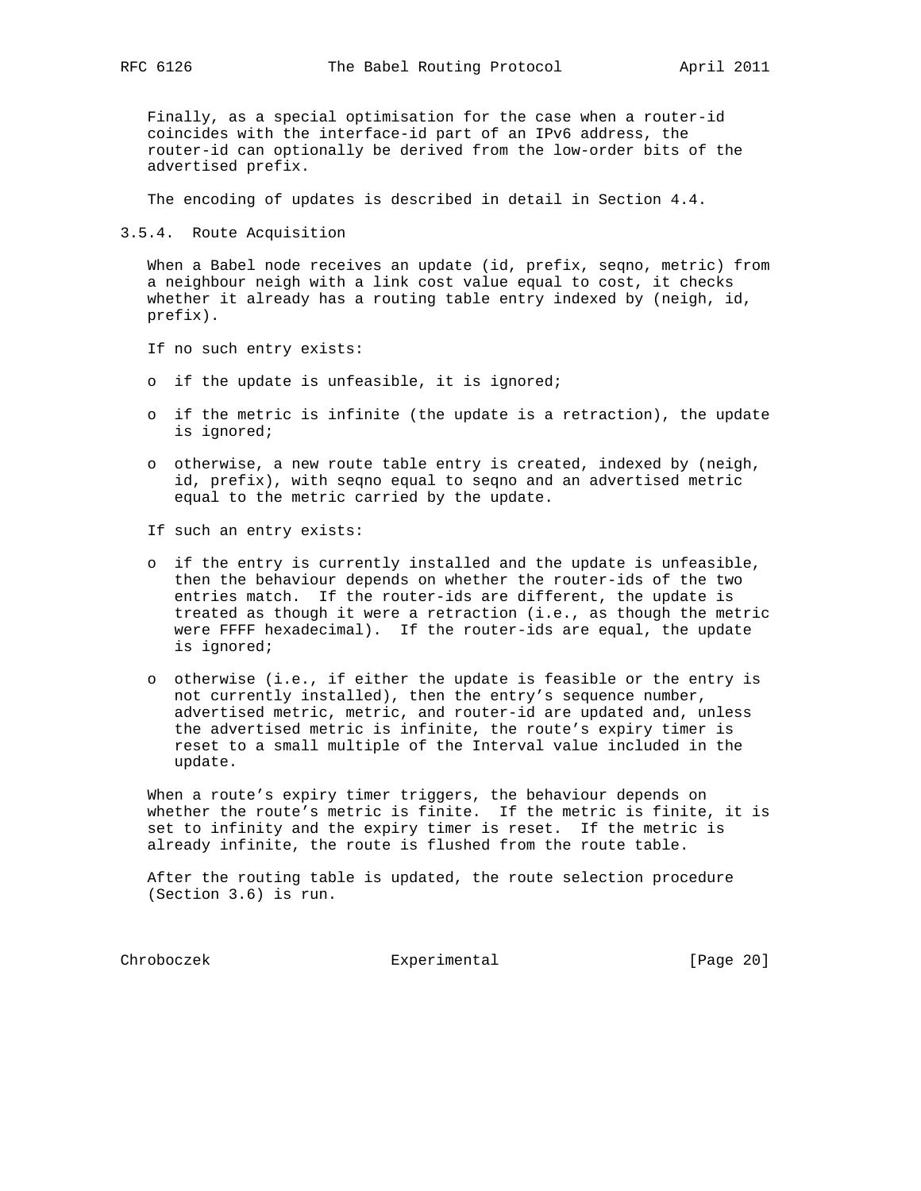Finally, as a special optimisation for the case when a router-id coincides with the interface-id part of an IPv6 address, the router-id can optionally be derived from the low-order bits of the advertised prefix.

The encoding of updates is described in detail in Section 4.4.

### 3.5.4. Route Acquisition

When a Babel node receives an update (id, prefix, seqno, metric) from a neighbour neigh with a link cost value equal to cost, it checks whether it already has a routing table entry indexed by (neigh, id, prefix).

If no such entry exists:

- if the update is unfeasible, it is ignored;
- if the metric is infinite (the update is a retraction), the update is ignored;
- otherwise, a new route table entry is created, indexed by (neigh, id, prefix), with seqno equal to seqno and an advertised metric equal to the metric carried by the update.

If such an entry exists:

- if the entry is currently installed and the update is unfeasible, then the behaviour depends on whether the router-ids of the two entries match. If the router-ids are different, the update is treated as though it were a retraction (i.e., as though the metric were FFFF hexadecimal). If the router-ids are equal, the update is ignored;
- otherwise (i.e., if either the update is feasible or the entry is not currently installed), then the entry's sequence number, advertised metric, metric, and router-id are updated and, unless the advertised metric is infinite, the route's expiry timer is reset to a small multiple of the Interval value included in the update.

When a route's expiry timer triggers, the behaviour depends on whether the route's metric is finite. If the metric is finite, it is set to infinity and the expiry timer is reset. If the metric is already infinite, the route is flushed from the route table.

After the routing table is updated, the route selection procedure (Section 3.6) is run.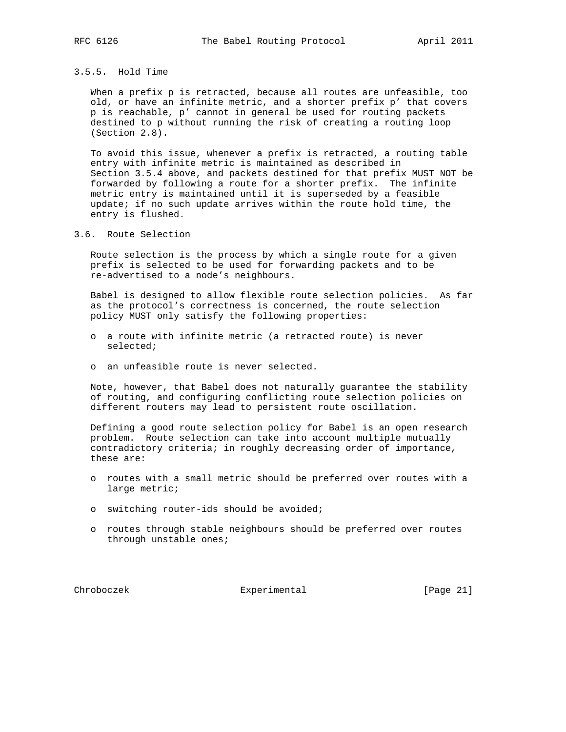### 3.5.5. Hold Time

When a prefix p is retracted, because all routes are unfeasible, too old, or have an infinite metric, and a shorter prefix p' that covers p is reachable, p' cannot in general be used for routing packets destined to p without running the risk of creating a routing loop (Section 2.8).

To avoid this issue, whenever a prefix is retracted, a routing table entry with infinite metric is maintained as described in Section 3.5.4 above, and packets destined for that prefix MUST NOT be forwarded by following a route for a shorter prefix. The infinite metric entry is maintained until it is superseded by a feasible update; if no such update arrives within the route hold time, the entry is flushed.

## 3.6. Route Selection

Route selection is the process by which a single route for a given prefix is selected to be used for forwarding packets and to be re-advertised to a node's neighbours.

Babel is designed to allow flexible route selection policies. As far as the protocol's correctness is concerned, the route selection policy MUST only satisfy the following properties:

- a route with infinite metric (a retracted route) is never selected;
- an unfeasible route is never selected.

Note, however, that Babel does not naturally guarantee the stability of routing, and configuring conflicting route selection policies on different routers may lead to persistent route oscillation.

Defining a good route selection policy for Babel is an open research problem. Route selection can take into account multiple mutually contradictory criteria; in roughly decreasing order of importance, these are:

- routes with a small metric should be preferred over routes with a large metric;
- switching router-ids should be avoided;
- routes through stable neighbours should be preferred over routes through unstable ones;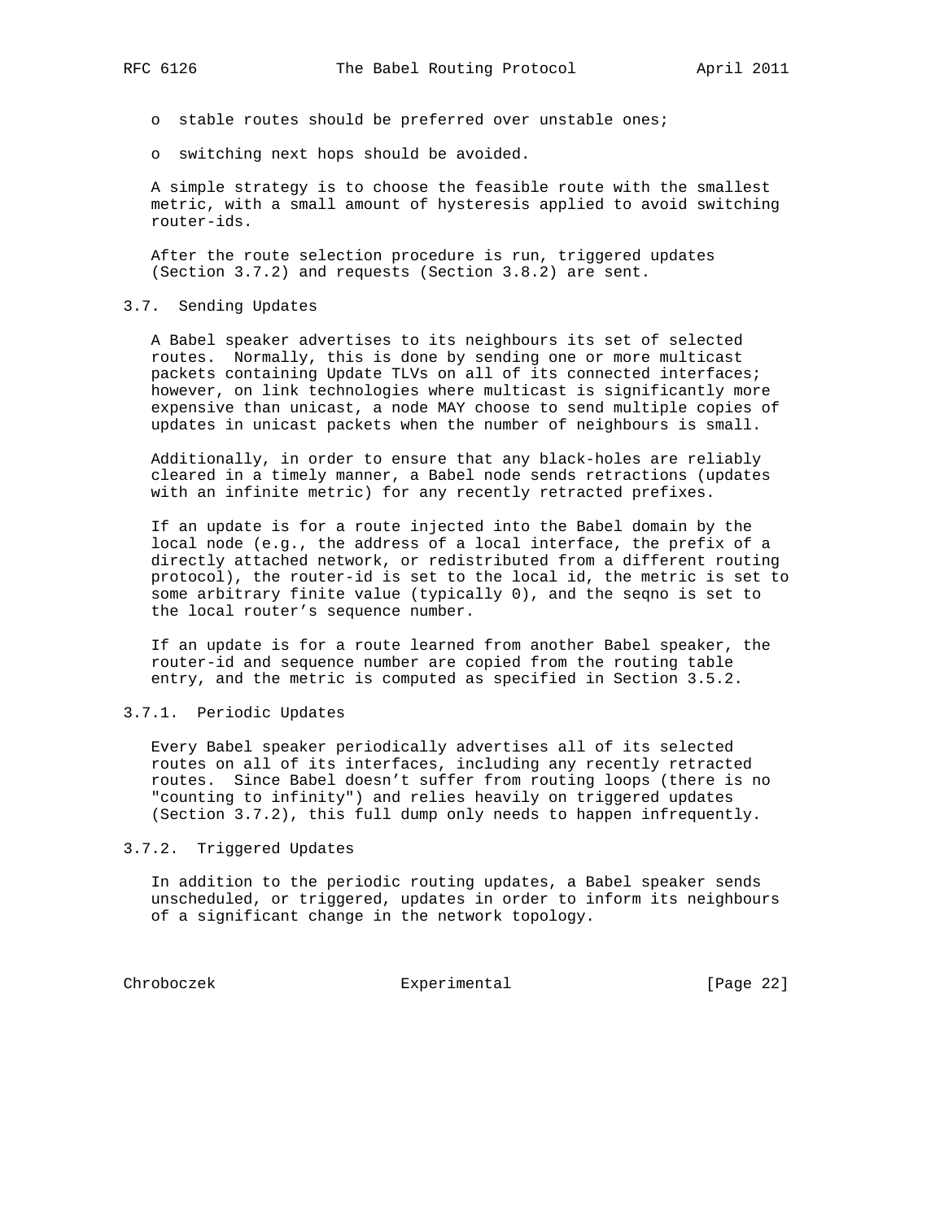- stable routes should be preferred over unstable ones;
- switching next hops should be avoided.

A simple strategy is to choose the feasible route with the smallest metric, with a small amount of hysteresis applied to avoid switching router-ids.

After the route selection procedure is run, triggered updates (Section 3.7.2) and requests (Section 3.8.2) are sent.

### 3.7. Sending Updates

A Babel speaker advertises to its neighbours its set of selected routes. Normally, this is done by sending one or more multicast packets containing Update TLVs on all of its connected interfaces; however, on link technologies where multicast is significantly more expensive than unicast, a node MAY choose to send multiple copies of updates in unicast packets when the number of neighbours is small.

Additionally, in order to ensure that any black-holes are reliably cleared in a timely manner, a Babel node sends retractions (updates with an infinite metric) for any recently retracted prefixes.

If an update is for a route injected into the Babel domain by the local node (e.g., the address of a local interface, the prefix of a directly attached network, or redistributed from a different routing protocol), the router-id is set to the local id, the metric is set to some arbitrary finite value (typically 0), and the seqno is set to the local router's sequence number.

If an update is for a route learned from another Babel speaker, the router-id and sequence number are copied from the routing table entry, and the metric is computed as specified in Section 3.5.2.

#### 3.7.1. Periodic Updates

Every Babel speaker periodically advertises all of its selected routes on all of its interfaces, including any recently retracted routes. Since Babel doesn't suffer from routing loops (there is no "counting to infinity") and relies heavily on triggered updates (Section 3.7.2), this full dump only needs to happen infrequently.

#### 3.7.2. Triggered Updates

In addition to the periodic routing updates, a Babel speaker sends unscheduled, or triggered, updates in order to inform its neighbours of a significant change in the network topology.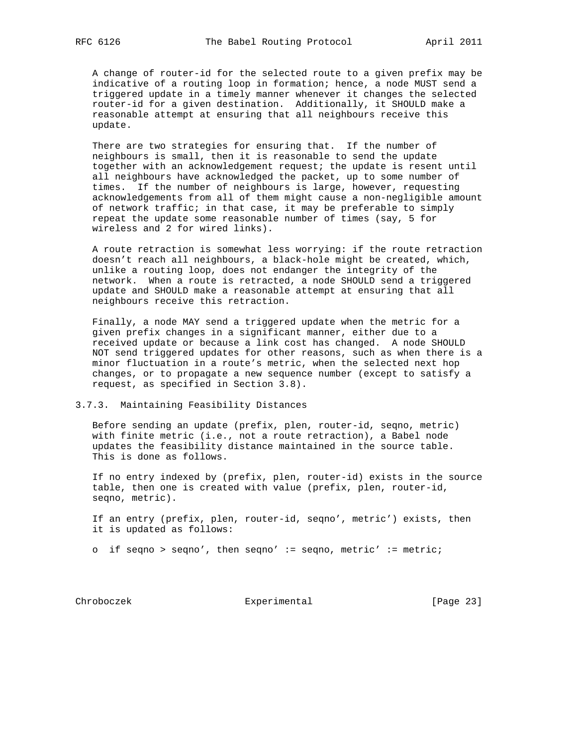A change of router-id for the selected route to a given prefix may be indicative of a routing loop in formation; hence, a node MUST send a triggered update in a timely manner whenever it changes the selected router-id for a given destination. Additionally, it SHOULD make a reasonable attempt at ensuring that all neighbours receive this update.

There are two strategies for ensuring that. If the number of neighbours is small, then it is reasonable to send the update together with an acknowledgement request; the update is resent until all neighbours have acknowledged the packet, up to some number of times. If the number of neighbours is large, however, requesting acknowledgements from all of them might cause a non-negligible amount of network traffic; in that case, it may be preferable to simply repeat the update some reasonable number of times (say, 5 for wireless and 2 for wired links).

A route retraction is somewhat less worrying: if the route retraction doesn't reach all neighbours, a black-hole might be created, which, unlike a routing loop, does not endanger the integrity of the network. When a route is retracted, a node SHOULD send a triggered update and SHOULD make a reasonable attempt at ensuring that all neighbours receive this retraction.

Finally, a node MAY send a triggered update when the metric for a given prefix changes in a significant manner, either due to a received update or because a link cost has changed. A node SHOULD NOT send triggered updates for other reasons, such as when there is a minor fluctuation in a route's metric, when the selected next hop changes, or to propagate a new sequence number (except to satisfy a request, as specified in Section 3.8).

### 3.7.3. Maintaining Feasibility Distances

Before sending an update (prefix, plen, router-id, seqno, metric) with finite metric (i.e., not a route retraction), a Babel node updates the feasibility distance maintained in the source table. This is done as follows.

If no entry indexed by (prefix, plen, router-id) exists in the source table, then one is created with value (prefix, plen, router-id, seqno, metric).

If an entry (prefix, plen, router-id, seqno', metric') exists, then it is updated as follows:

- if seqno > seqno', then seqno' := seqno, metric' := metric;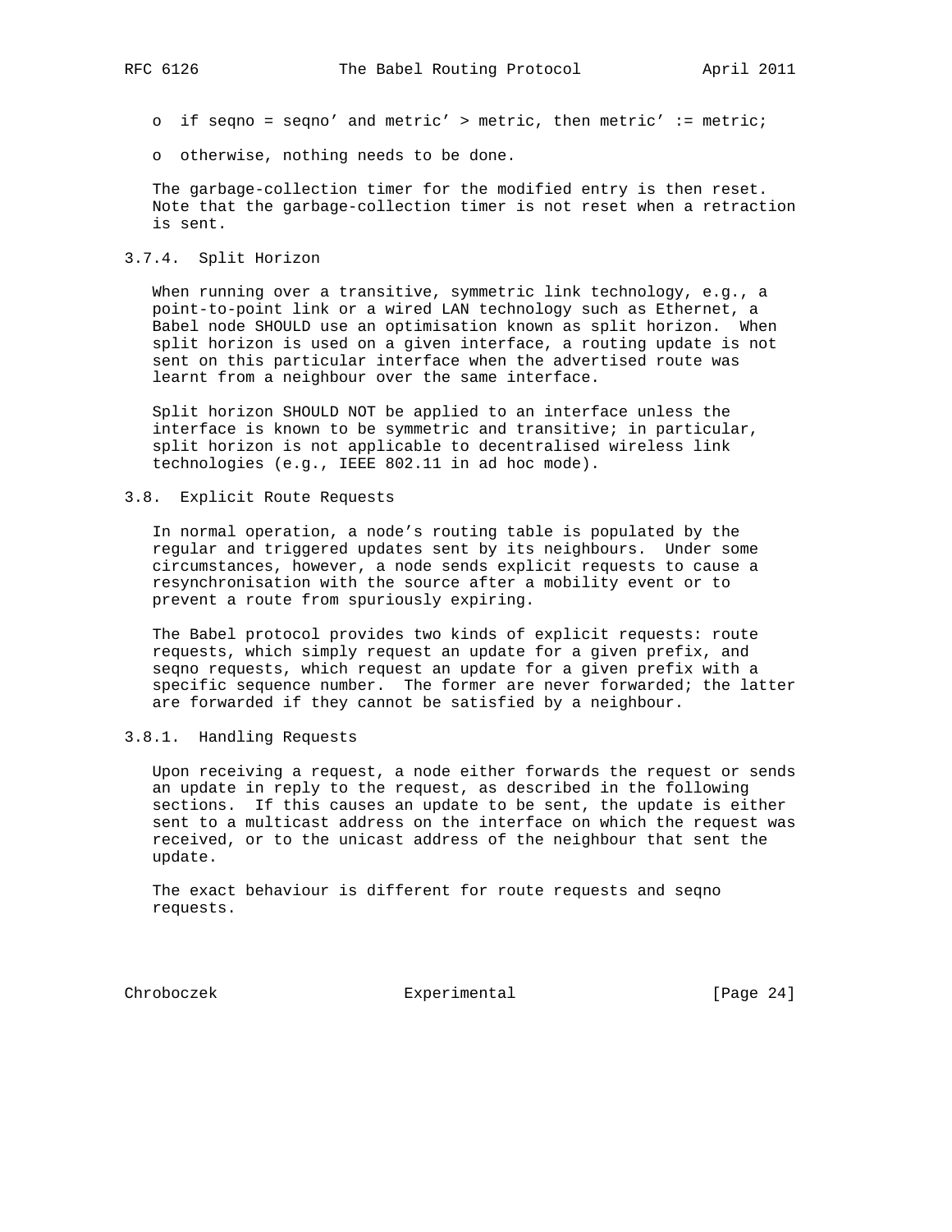- if seqno = seqno' and metric' > metric, then metric' := metric;
- otherwise, nothing needs to be done.

The garbage-collection timer for the modified entry is then reset. Note that the garbage-collection timer is not reset when a retraction is sent.

#### 3.7.4. Split Horizon

When running over a transitive, symmetric link technology, e.g., a point-to-point link or a wired LAN technology such as Ethernet, a Babel node SHOULD use an optimisation known as split horizon. When split horizon is used on a given interface, a routing update is not sent on this particular interface when the advertised route was learnt from a neighbour over the same interface.

Split horizon SHOULD NOT be applied to an interface unless the interface is known to be symmetric and transitive; in particular, split horizon is not applicable to decentralised wireless link technologies (e.g., IEEE 802.11 in ad hoc mode).

### 3.8. Explicit Route Requests

In normal operation, a node's routing table is populated by the regular and triggered updates sent by its neighbours. Under some circumstances, however, a node sends explicit requests to cause a resynchronisation with the source after a mobility event or to prevent a route from spuriously expiring.

The Babel protocol provides two kinds of explicit requests: route requests, which simply request an update for a given prefix, and seqno requests, which request an update for a given prefix with a specific sequence number. The former are never forwarded; the latter are forwarded if they cannot be satisfied by a neighbour.

#### 3.8.1. Handling Requests

Upon receiving a request, a node either forwards the request or sends an update in reply to the request, as described in the following sections. If this causes an update to be sent, the update is either sent to a multicast address on the interface on which the request was received, or to the unicast address of the neighbour that sent the update.

The exact behaviour is different for route requests and seqno requests.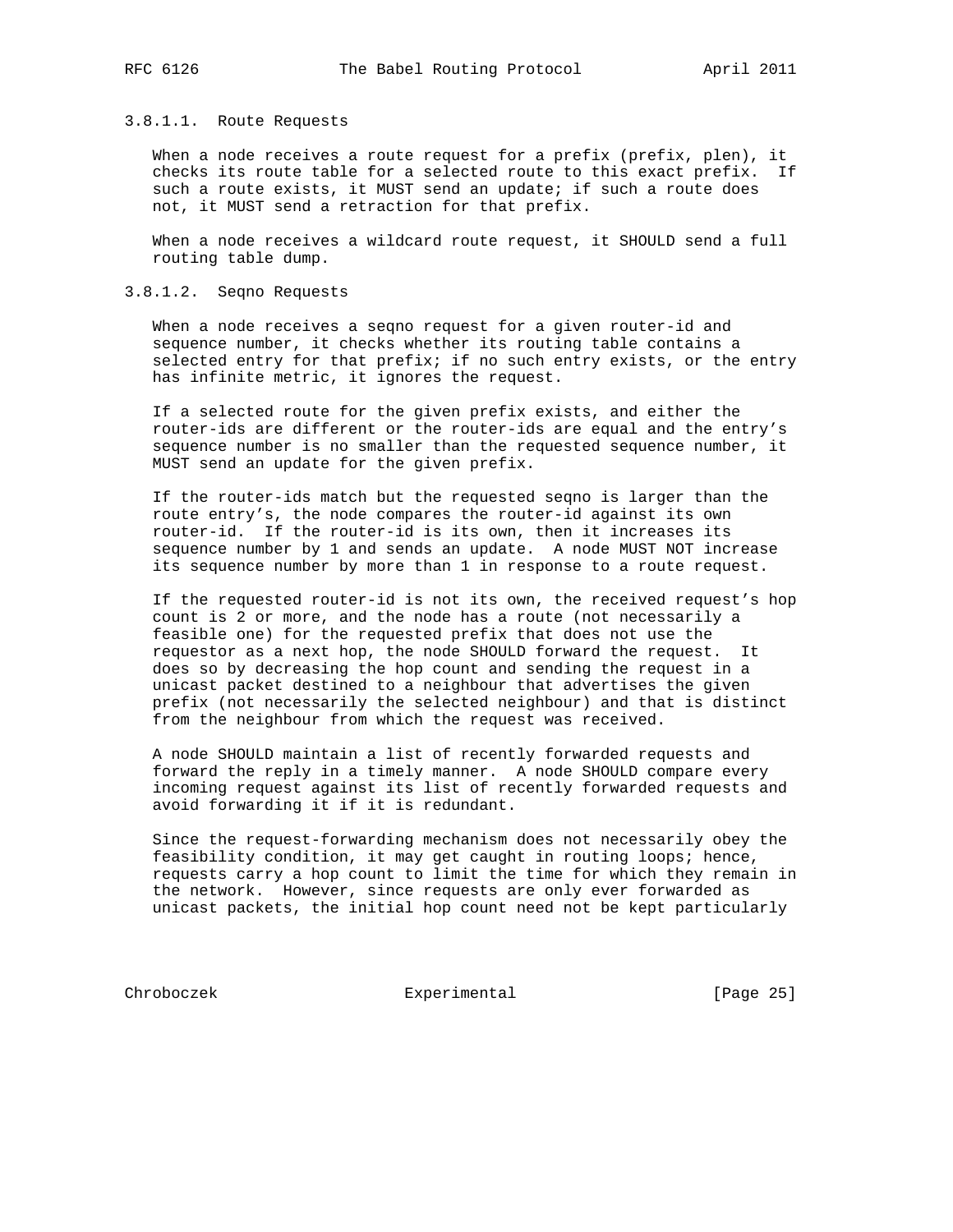#### 3.8.1.1. Route Requests

When a node receives a route request for a prefix (prefix, plen), it checks its route table for a selected route to this exact prefix. If such a route exists, it MUST send an update; if such a route does not, it MUST send a retraction for that prefix.

When a node receives a wildcard route request, it SHOULD send a full routing table dump.

#### 3.8.1.2. Seqno Requests

When a node receives a seqno request for a given router-id and sequence number, it checks whether its routing table contains a selected entry for that prefix; if no such entry exists, or the entry has infinite metric, it ignores the request.

If a selected route for the given prefix exists, and either the router-ids are different or the router-ids are equal and the entry's sequence number is no smaller than the requested sequence number, it MUST send an update for the given prefix.

If the router-ids match but the requested seqno is larger than the route entry's, the node compares the router-id against its own router-id. If the router-id is its own, then it increases its sequence number by 1 and sends an update. A node MUST NOT increase its sequence number by more than 1 in response to a route request.

If the requested router-id is not its own, the received request's hop count is 2 or more, and the node has a route (not necessarily a feasible one) for the requested prefix that does not use the requestor as a next hop, the node SHOULD forward the request. It does so by decreasing the hop count and sending the request in a unicast packet destined to a neighbour that advertises the given prefix (not necessarily the selected neighbour) and that is distinct from the neighbour from which the request was received.

A node SHOULD maintain a list of recently forwarded requests and forward the reply in a timely manner. A node SHOULD compare every incoming request against its list of recently forwarded requests and avoid forwarding it if it is redundant.

Since the request-forwarding mechanism does not necessarily obey the feasibility condition, it may get caught in routing loops; hence, requests carry a hop count to limit the time for which they remain in the network. However, since requests are only ever forwarded as unicast packets, the initial hop count need not be kept particularly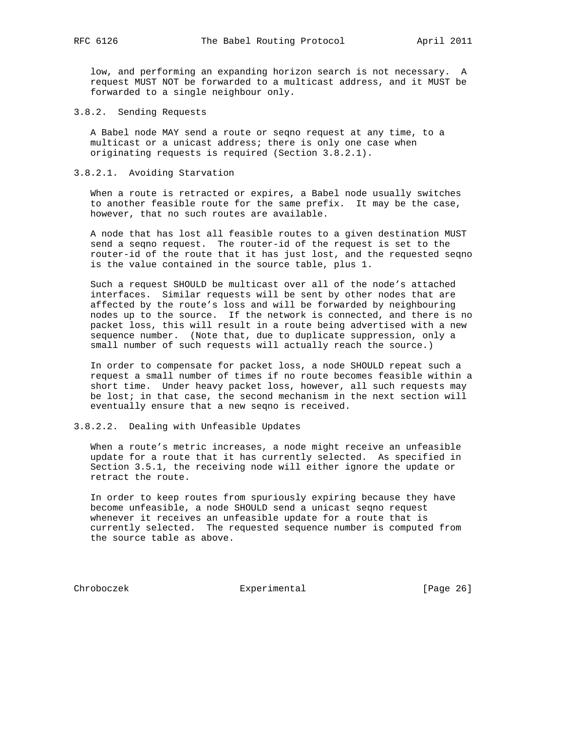low, and performing an expanding horizon search is not necessary. A request MUST NOT be forwarded to a multicast address, and it MUST be forwarded to a single neighbour only.

### 3.8.2. Sending Requests

A Babel node MAY send a route or seqno request at any time, to a multicast or a unicast address; there is only one case when originating requests is required (Section 3.8.2.1).

#### 3.8.2.1. Avoiding Starvation

When a route is retracted or expires, a Babel node usually switches to another feasible route for the same prefix. It may be the case, however, that no such routes are available.

A node that has lost all feasible routes to a given destination MUST send a seqno request. The router-id of the request is set to the router-id of the route that it has just lost, and the requested seqno is the value contained in the source table, plus 1.

Such a request SHOULD be multicast over all of the node's attached interfaces. Similar requests will be sent by other nodes that are affected by the route's loss and will be forwarded by neighbouring nodes up to the source. If the network is connected, and there is no packet loss, this will result in a route being advertised with a new sequence number. (Note that, due to duplicate suppression, only a small number of such requests will actually reach the source.)

In order to compensate for packet loss, a node SHOULD repeat such a request a small number of times if no route becomes feasible within a short time. Under heavy packet loss, however, all such requests may be lost; in that case, the second mechanism in the next section will eventually ensure that a new seqno is received.

#### 3.8.2.2. Dealing with Unfeasible Updates

When a route's metric increases, a node might receive an unfeasible update for a route that it has currently selected. As specified in Section 3.5.1, the receiving node will either ignore the update or retract the route.

In order to keep routes from spuriously expiring because they have become unfeasible, a node SHOULD send a unicast seqno request whenever it receives an unfeasible update for a route that is currently selected. The requested sequence number is computed from the source table as above.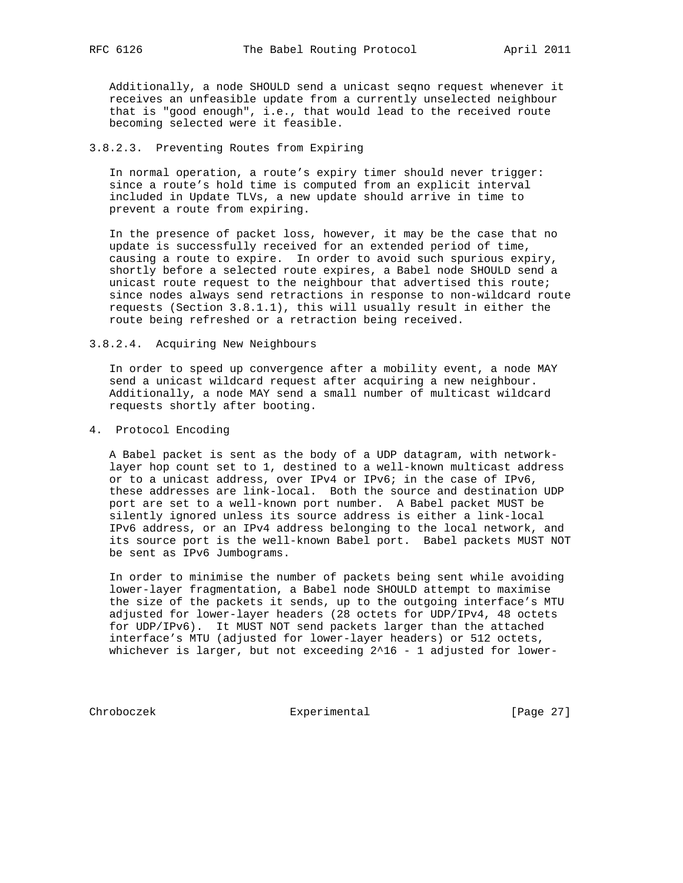Additionally, a node SHOULD send a unicast seqno request whenever it receives an unfeasible update from a currently unselected neighbour that is "good enough", i.e., that would lead to the received route becoming selected were it feasible.

#### 3.8.2.3. Preventing Routes from Expiring

In normal operation, a route's expiry timer should never trigger: since a route's hold time is computed from an explicit interval included in Update TLVs, a new update should arrive in time to prevent a route from expiring.

In the presence of packet loss, however, it may be the case that no update is successfully received for an extended period of time, causing a route to expire. In order to avoid such spurious expiry, shortly before a selected route expires, a Babel node SHOULD send a unicast route request to the neighbour that advertised this route; since nodes always send retractions in response to non-wildcard route requests (Section 3.8.1.1), this will usually result in either the route being refreshed or a retraction being received.

#### 3.8.2.4. Acquiring New Neighbours

In order to speed up convergence after a mobility event, a node MAY send a unicast wildcard request after acquiring a new neighbour. Additionally, a node MAY send a small number of multicast wildcard requests shortly after booting.

## 4. Protocol Encoding

A Babel packet is sent as the body of a UDP datagram, with network-layer hop count set to 1, destined to a well-known multicast address or to a unicast address, over IPv4 or IPv6; in the case of IPv6, these addresses are link-local. Both the source and destination UDP port are set to a well-known port number. A Babel packet MUST be silently ignored unless its source address is either a link-local IPv6 address, or an IPv4 address belonging to the local network, and its source port is the well-known Babel port. Babel packets MUST NOT be sent as IPv6 Jumbograms.

In order to minimise the number of packets being sent while avoiding lower-layer fragmentation, a Babel node SHOULD attempt to maximise the size of the packets it sends, up to the outgoing interface's MTU adjusted for lower-layer headers (28 octets for UDP/IPv4, 48 octets for UDP/IPv6). It MUST NOT send packets larger than the attached interface's MTU (adjusted for lower-layer headers) or 512 octets, whichever is larger, but not exceeding $2^{16} - 1$ adjusted for lower-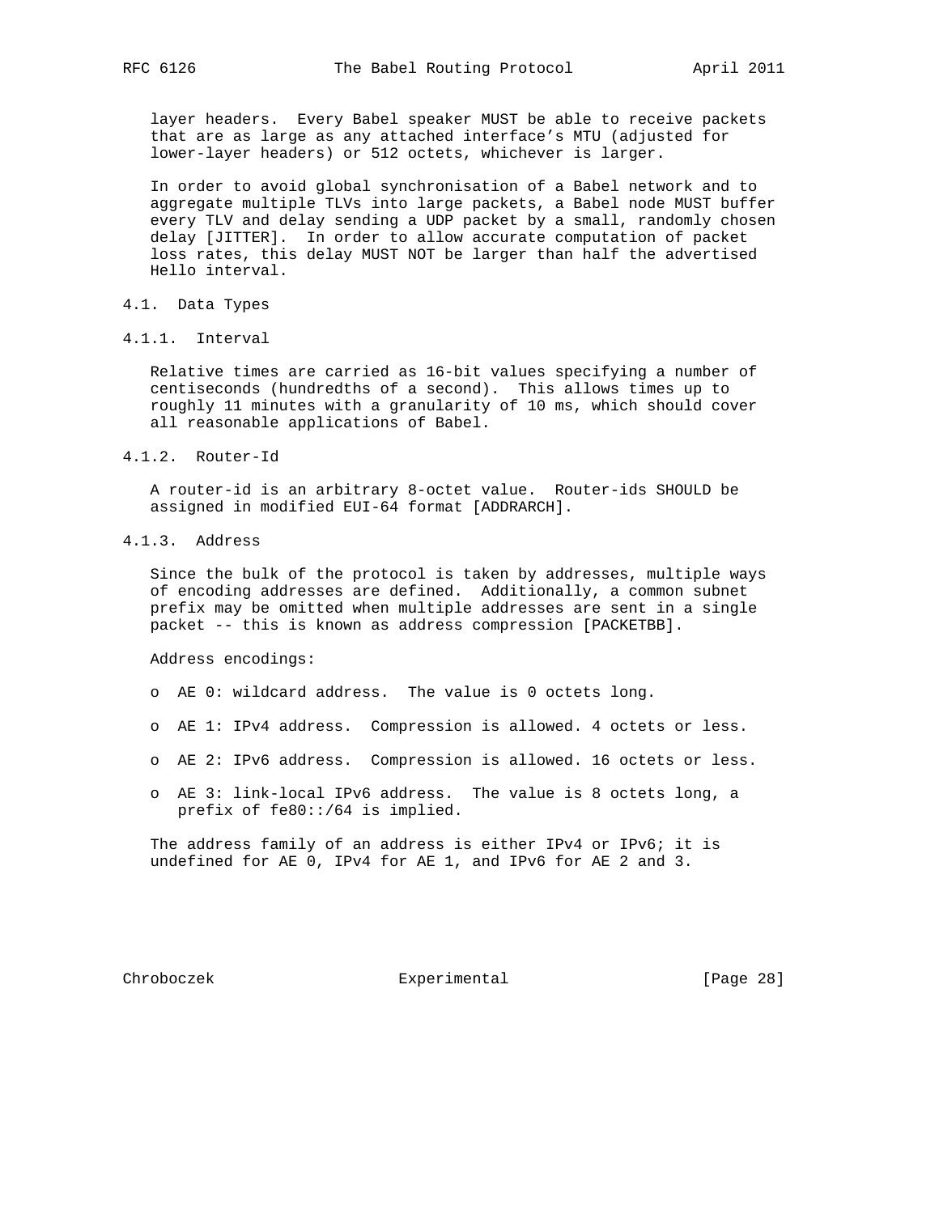layer headers. Every Babel speaker MUST be able to receive packets that are as large as any attached interface's MTU (adjusted for lower-layer headers) or 512 octets, whichever is larger.

In order to avoid global synchronisation of a Babel network and to aggregate multiple TLVs into large packets, a Babel node MUST buffer every TLV and delay sending a UDP packet by a small, randomly chosen delay [JITTER]. In order to allow accurate computation of packet loss rates, this delay MUST NOT be larger than half the advertised Hello interval.

## 4.1. Data Types

### 4.1.1. Interval

Relative times are carried as 16-bit values specifying a number of centiseconds (hundredths of a second). This allows times up to roughly 11 minutes with a granularity of 10 ms, which should cover all reasonable applications of Babel.

### 4.1.2. Router-Id

A router-id is an arbitrary 8-octet value. Router-ids SHOULD be assigned in modified EUI-64 format [ADDRARCH].

### 4.1.3. Address

Since the bulk of the protocol is taken by addresses, multiple ways of encoding addresses are defined. Additionally, a common subnet prefix may be omitted when multiple addresses are sent in a single packet -- this is known as address compression [PACKETBB].

Address encodings:

- AE 0: wildcard address. The value is 0 octets long.
- AE 1: IPv4 address. Compression is allowed. 4 octets or less.
- AE 2: IPv6 address. Compression is allowed. 16 octets or less.
- AE 3: link-local IPv6 address. The value is 8 octets long, a prefix of fe80::/64 is implied.

The address family of an address is either IPv4 or IPv6; it is undefined for AE 0, IPv4 for AE 1, and IPv6 for AE 2 and 3.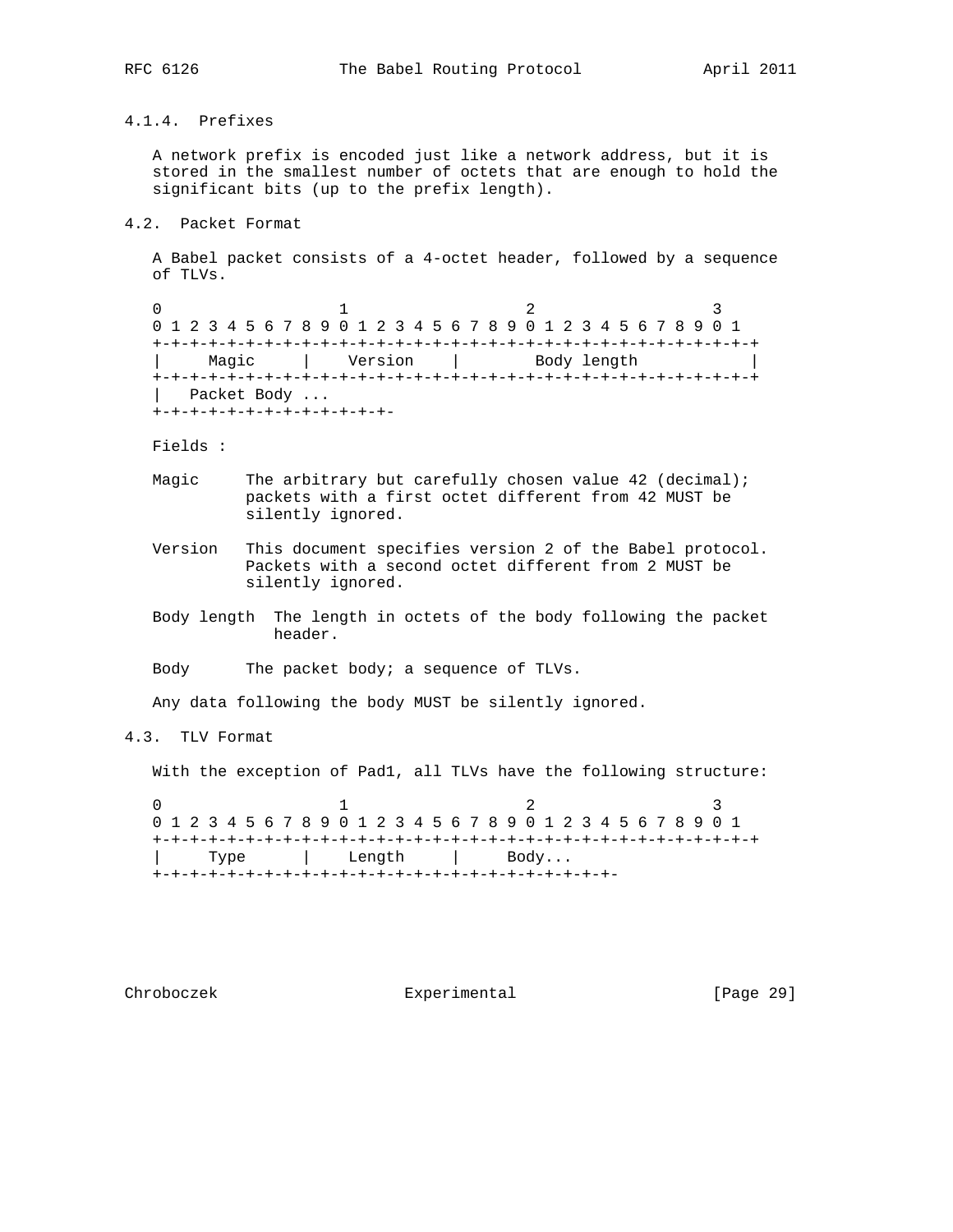#### 4.1.4. Prefixes

A network prefix is encoded just like a network address, but it is stored in the smallest number of octets that are enough to hold the significant bits (up to the prefix length).

### 4.2. Packet Format

A Babel packet consists of a 4-octet header, followed by a sequence of TLVs.

```
 0                   1                   2                   3
 0 1 2 3 4 5 6 7 8 9 0 1 2 3 4 5 6 7 8 9 0 1 2 3 4 5 6 7 8 9 0 1
+-+-+-+-+-+-+-+-+-+-+-+-+-+-+-+-+-+-+-+-+-+-+-+-+-+-+-+-+-+-+-+-+
|     Magic     |    Version    |        Body length            |
+-+-+-+-+-+-+-+-+-+-+-+-+-+-+-+-+-+-+-+-+-+-+-+-+-+-+-+-+-+-+-+-+
|   Packet Body ...
+-+-+-+-+-+-+-+-+-+-+-+-+-+-+-+-
```

Fields :

Magic The arbitrary but carefully chosen value 42 (decimal); packets with a first octet different from 42 MUST be silently ignored.

Version This document specifies version 2 of the Babel protocol. Packets with a second octet different from 2 MUST be silently ignored.

Body length The length in octets of the body following the packet header.

Body The packet body; a sequence of TLVs.

Any data following the body MUST be silently ignored.

### 4.3. TLV Format

With the exception of Pad1, all TLVs have the following structure:

```
 0                   1                   2                   3
 0 1 2 3 4 5 6 7 8 9 0 1 2 3 4 5 6 7 8 9 0 1 2 3 4 5 6 7 8 9 0 1
+-+-+-+-+-+-+-+-+-+-+-+-+-+-+-+-+-+-+-+-+-+-+-+-+-+-+-+-+-+-+-+-+
|     Type      |    Length     |     Body...
+-+-+-+-+-+-+-+-+-+-+-+-+-+-+-+-+-+-+-+-+-+-+-+-+-+-+-+-+-+-+-+-
```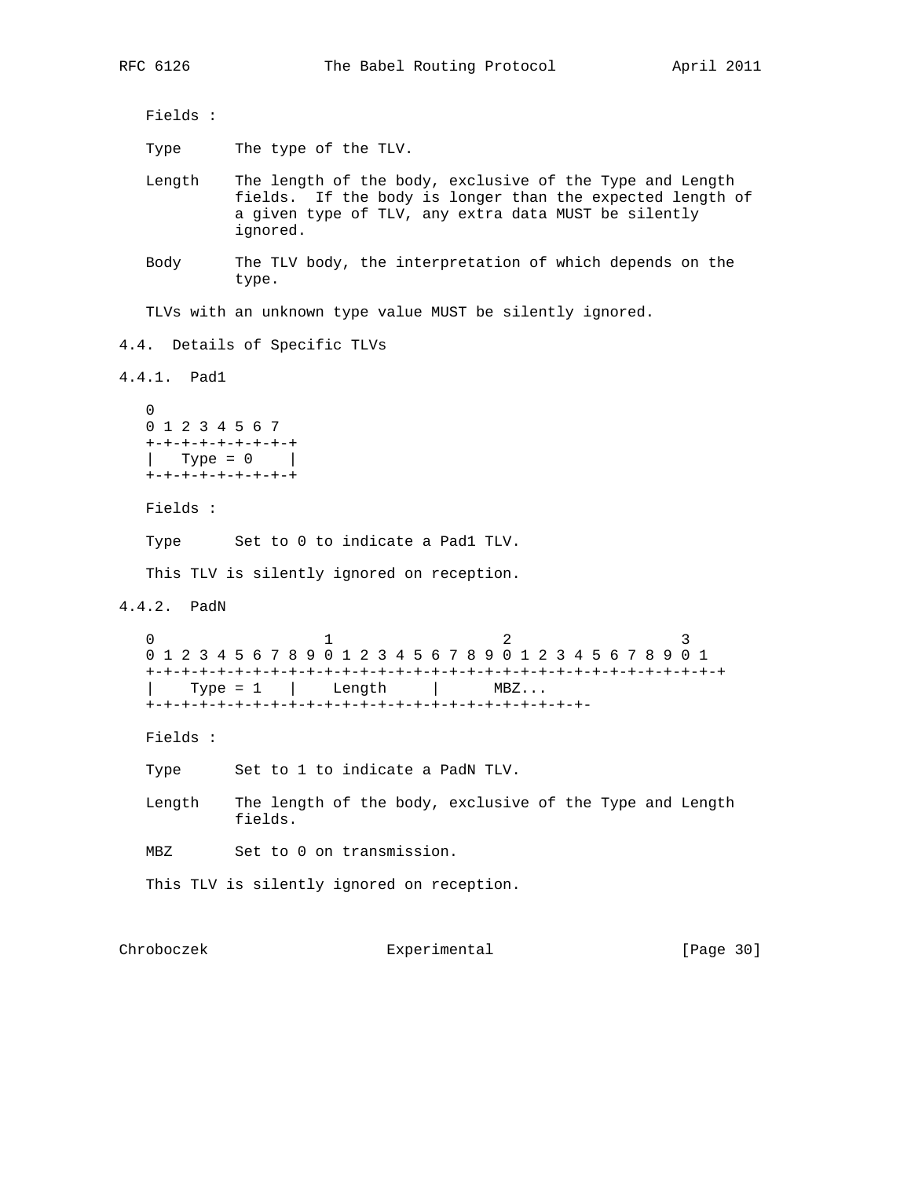Fields :

Type      The type of the TLV.

Length    The length of the body, exclusive of the Type and Length fields.  If the body is longer than the expected length of a given type of TLV, any extra data MUST be silently ignored.

Body      The TLV body, the interpretation of which depends on the type.

TLVs with an unknown type value MUST be silently ignored.

### 4.4. Details of Specific TLVs

#### 4.4.1. Pad1

```
 0
 0 1 2 3 4 5 6 7
+-+-+-+-+-+-+-+-+
|   Type = 0    |
+-+-+-+-+-+-+-+-+
```

Fields :

Type      Set to 0 to indicate a Pad1 TLV.

This TLV is silently ignored on reception.

#### 4.4.2. PadN

```
 0                   1                   2                   3
 0 1 2 3 4 5 6 7 8 9 0 1 2 3 4 5 6 7 8 9 0 1 2 3 4 5 6 7 8 9 0 1
+-+-+-+-+-+-+-+-+-+-+-+-+-+-+-+-+-+-+-+-+-+-+-+-+-+-+-+-+-+-+-+-+
|    Type = 1   |    Length     |      MBZ...
+-+-+-+-+-+-+-+-+-+-+-+-+-+-+-+-+-+-+-+-+-+-+-+-+-+-
```

Fields :

Type      Set to 1 to indicate a PadN TLV.

Length    The length of the body, exclusive of the Type and Length fields.

MBZ       Set to 0 on transmission.

This TLV is silently ignored on reception.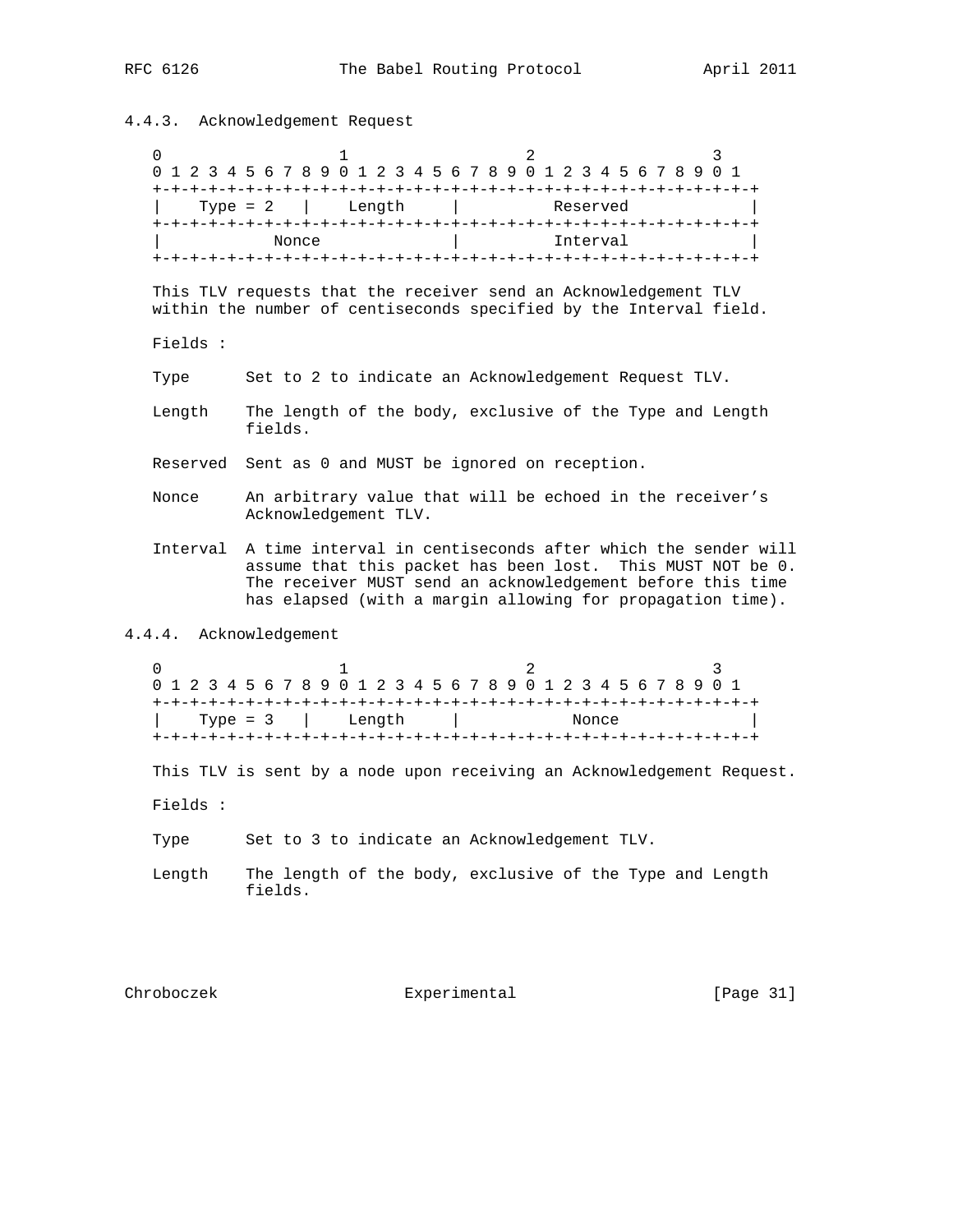#### 4.4.3. Acknowledgement Request

```
 0                   1                   2                   3
 0 1 2 3 4 5 6 7 8 9 0 1 2 3 4 5 6 7 8 9 0 1 2 3 4 5 6 7 8 9 0 1
+-+-+-+-+-+-+-+-+-+-+-+-+-+-+-+-+-+-+-+-+-+-+-+-+-+-+-+-+-+-+-+-+
|    Type = 2   |    Length     |          Reserved             |
+-+-+-+-+-+-+-+-+-+-+-+-+-+-+-+-+-+-+-+-+-+-+-+-+-+-+-+-+-+-+-+-+
|            Nonce              |          Interval             |
+-+-+-+-+-+-+-+-+-+-+-+-+-+-+-+-+-+-+-+-+-+-+-+-+-+-+-+-+-+-+-+-+
```

This TLV requests that the receiver send an Acknowledgement TLV within the number of centiseconds specified by the Interval field.

Fields :

Type Set to 2 to indicate an Acknowledgement Request TLV.

Length The length of the body, exclusive of the Type and Length fields.

Reserved Sent as 0 and MUST be ignored on reception.

Nonce An arbitrary value that will be echoed in the receiver's Acknowledgement TLV.

Interval A time interval in centiseconds after which the sender will assume that this packet has been lost. This MUST NOT be 0. The receiver MUST send an acknowledgement before this time has elapsed (with a margin allowing for propagation time).

#### 4.4.4. Acknowledgement

```
 0                   1                   2                   3
 0 1 2 3 4 5 6 7 8 9 0 1 2 3 4 5 6 7 8 9 0 1 2 3 4 5 6 7 8 9 0 1
+-+-+-+-+-+-+-+-+-+-+-+-+-+-+-+-+-+-+-+-+-+-+-+-+-+-+-+-+-+-+-+-+
|    Type = 3   |    Length     |            Nonce              |
+-+-+-+-+-+-+-+-+-+-+-+-+-+-+-+-+-+-+-+-+-+-+-+-+-+-+-+-+-+-+-+-+
```

This TLV is sent by a node upon receiving an Acknowledgement Request.

Fields :

Type Set to 3 to indicate an Acknowledgement TLV.

Length The length of the body, exclusive of the Type and Length fields.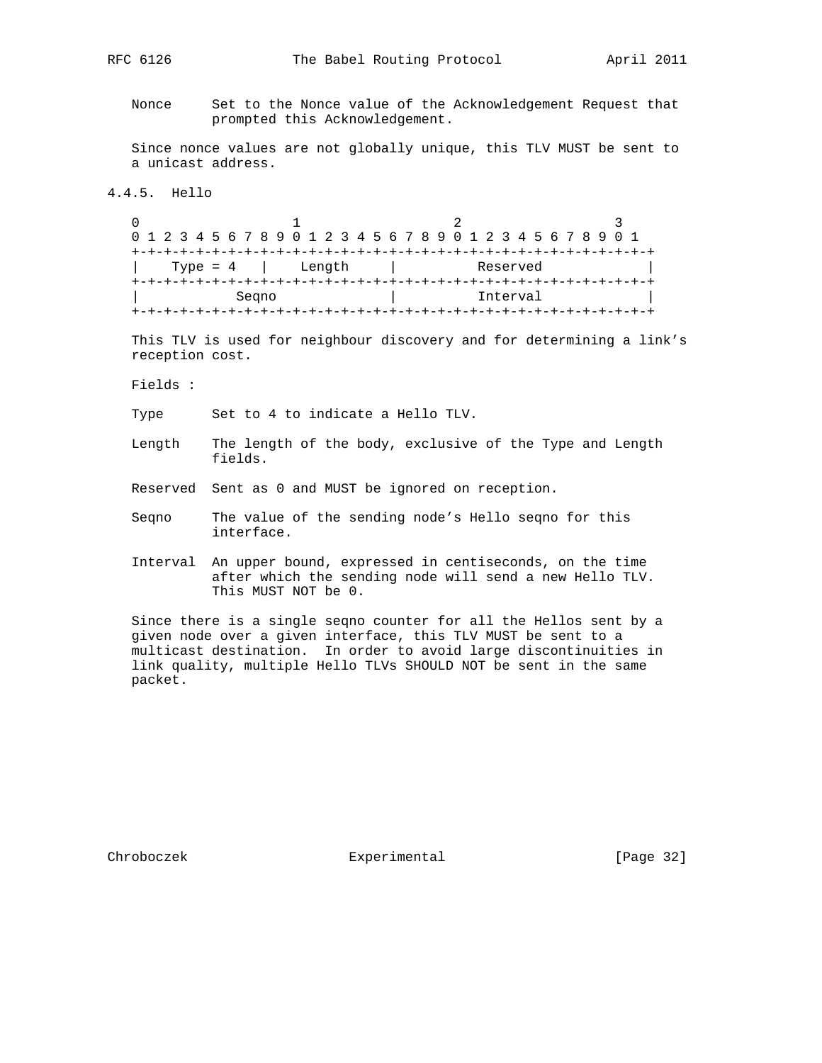Nonce     Set to the Nonce value of the Acknowledgement Request that prompted this Acknowledgement.

Since nonce values are not globally unique, this TLV MUST be sent to a unicast address.

### 4.4.5. Hello

```
 0                   1                   2                   3
 0 1 2 3 4 5 6 7 8 9 0 1 2 3 4 5 6 7 8 9 0 1 2 3 4 5 6 7 8 9 0 1
+-+-+-+-+-+-+-+-+-+-+-+-+-+-+-+-+-+-+-+-+-+-+-+-+-+-+-+-+-+-+-+-+
|    Type = 4   |    Length     |          Reserved             |
+-+-+-+-+-+-+-+-+-+-+-+-+-+-+-+-+-+-+-+-+-+-+-+-+-+-+-+-+-+-+-+-+
|            Seqno              |          Interval             |
+-+-+-+-+-+-+-+-+-+-+-+-+-+-+-+-+-+-+-+-+-+-+-+-+-+-+-+-+-+-+-+-+
```

This TLV is used for neighbour discovery and for determining a link's reception cost.

Fields :

Type      Set to 4 to indicate a Hello TLV.

Length    The length of the body, exclusive of the Type and Length fields.

Reserved  Sent as 0 and MUST be ignored on reception.

Seqno     The value of the sending node's Hello seqno for this interface.

Interval  An upper bound, expressed in centiseconds, on the time after which the sending node will send a new Hello TLV. This MUST NOT be 0.

Since there is a single seqno counter for all the Hellos sent by a given node over a given interface, this TLV MUST be sent to a multicast destination. In order to avoid large discontinuities in link quality, multiple Hello TLVs SHOULD NOT be sent in the same packet.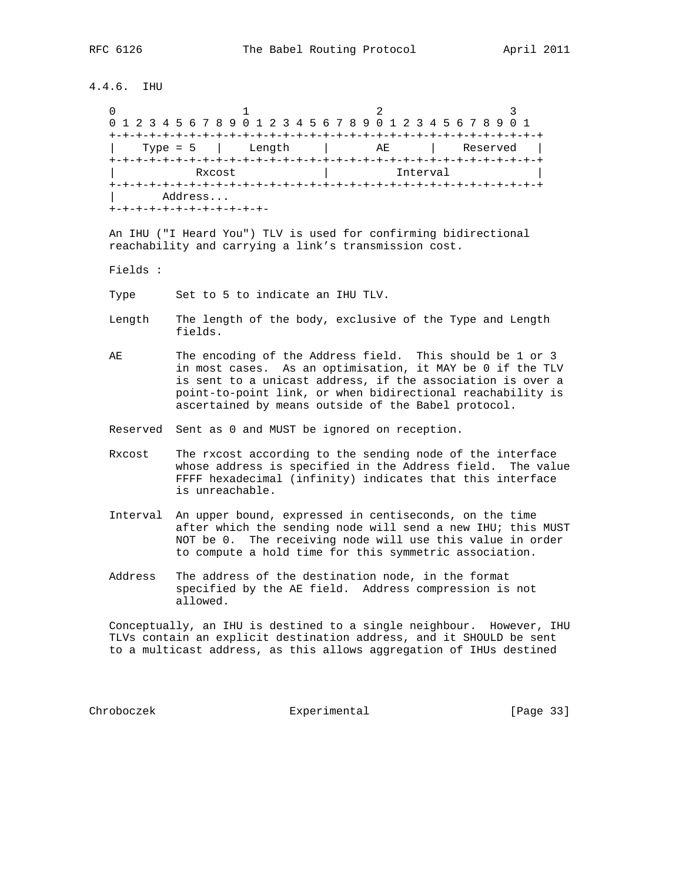### 4.4.6. IHU

```
 0                   1                   2                   3
 0 1 2 3 4 5 6 7 8 9 0 1 2 3 4 5 6 7 8 9 0 1 2 3 4 5 6 7 8 9 0 1
+-+-+-+-+-+-+-+-+-+-+-+-+-+-+-+-+-+-+-+-+-+-+-+-+-+-+-+-+-+-+-+-+
|    Type = 5   |    Length     |       AE      |    Reserved   |
+-+-+-+-+-+-+-+-+-+-+-+-+-+-+-+-+-+-+-+-+-+-+-+-+-+-+-+-+-+-+-+-+
|            Rxcost             |           Interval            |
+-+-+-+-+-+-+-+-+-+-+-+-+-+-+-+-+-+-+-+-+-+-+-+-+-+-+-+-+-+-+-+-+
|       Address...
+-+-+-+-+-+-+-+-+-+-+-+-+-+-
```

An IHU ("I Heard You") TLV is used for confirming bidirectional reachability and carrying a link's transmission cost.

Fields :

Type      Set to 5 to indicate an IHU TLV.

Length    The length of the body, exclusive of the Type and Length fields.

AE        The encoding of the Address field. This should be 1 or 3 in most cases. As an optimisation, it MAY be 0 if the TLV is sent to a unicast address, if the association is over a point-to-point link, or when bidirectional reachability is ascertained by means outside of the Babel protocol.

Reserved  Sent as 0 and MUST be ignored on reception.

Rxcost    The rxcost according to the sending node of the interface whose address is specified in the Address field. The value FFFF hexadecimal (infinity) indicates that this interface is unreachable.

Interval  An upper bound, expressed in centiseconds, on the time after which the sending node will send a new IHU; this MUST NOT be 0. The receiving node will use this value in order to compute a hold time for this symmetric association.

Address   The address of the destination node, in the format specified by the AE field. Address compression is not allowed.

Conceptually, an IHU is destined to a single neighbour. However, IHU TLVs contain an explicit destination address, and it SHOULD be sent to a multicast address, as this allows aggregation of IHUs destined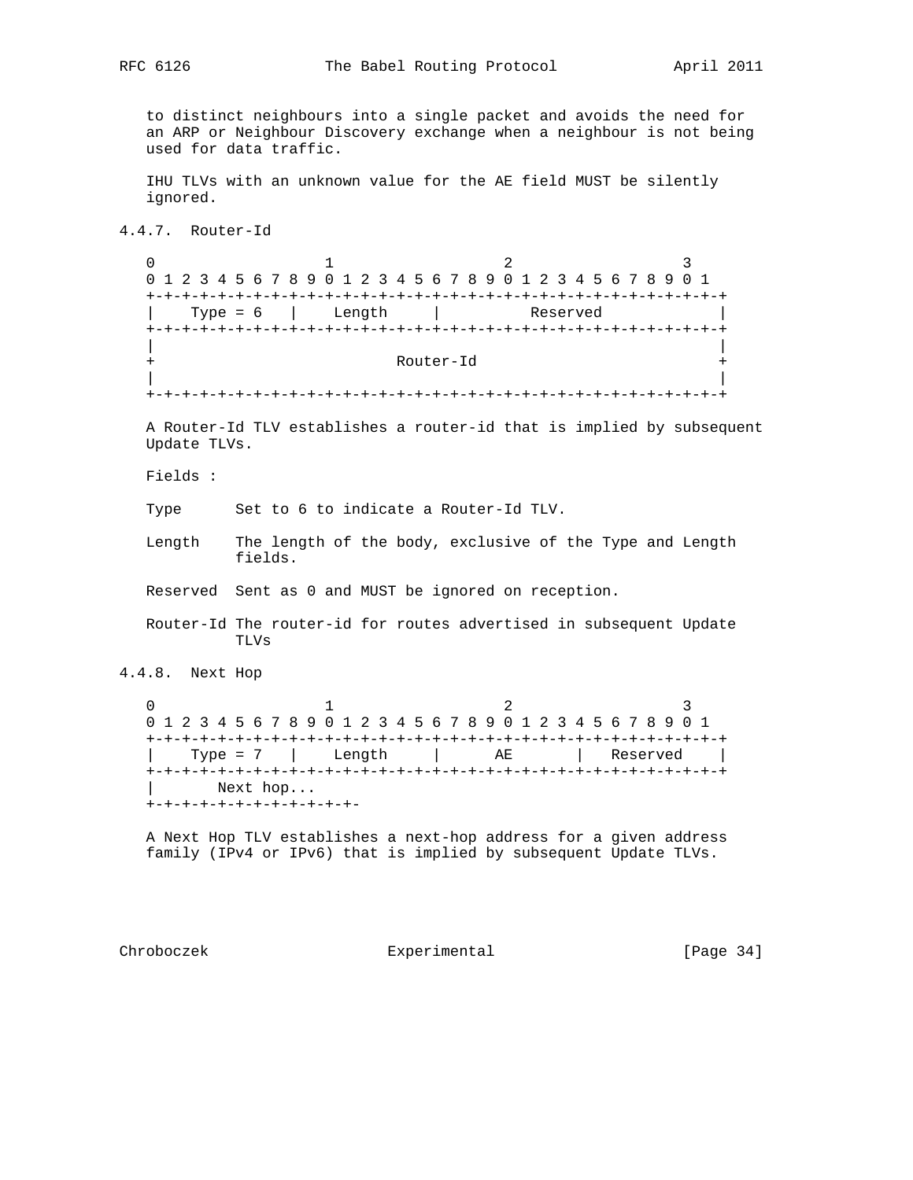to distinct neighbours into a single packet and avoids the need for an ARP or Neighbour Discovery exchange when a neighbour is not being used for data traffic.

IHU TLVs with an unknown value for the AE field MUST be silently ignored.

### 4.4.7. Router-Id

```
 0                   1                   2                   3
 0 1 2 3 4 5 6 7 8 9 0 1 2 3 4 5 6 7 8 9 0 1 2 3 4 5 6 7 8 9 0 1
+-+-+-+-+-+-+-+-+-+-+-+-+-+-+-+-+-+-+-+-+-+-+-+-+-+-+-+-+-+-+-+-+
|    Type = 6   |    Length     |          Reserved             |
+-+-+-+-+-+-+-+-+-+-+-+-+-+-+-+-+-+-+-+-+-+-+-+-+-+-+-+-+-+-+-+-+
|                                                               |
+                           Router-Id                           +
|                                                               |
+-+-+-+-+-+-+-+-+-+-+-+-+-+-+-+-+-+-+-+-+-+-+-+-+-+-+-+-+-+-+-+-+
```

A Router-Id TLV establishes a router-id that is implied by subsequent Update TLVs.

Fields :

Type      Set to 6 to indicate a Router-Id TLV.

Length    The length of the body, exclusive of the Type and Length fields.

Reserved  Sent as 0 and MUST be ignored on reception.

Router-Id The router-id for routes advertised in subsequent Update TLVs

### 4.4.8. Next Hop

```
 0                   1                   2                   3
 0 1 2 3 4 5 6 7 8 9 0 1 2 3 4 5 6 7 8 9 0 1 2 3 4 5 6 7 8 9 0 1
+-+-+-+-+-+-+-+-+-+-+-+-+-+-+-+-+-+-+-+-+-+-+-+-+-+-+-+-+-+-+-+-+
|    Type = 7   |    Length     |      AE       |   Reserved    |
+-+-+-+-+-+-+-+-+-+-+-+-+-+-+-+-+-+-+-+-+-+-+-+-+-+-+-+-+-+-+-+-+
|       Next hop...
+-+-+-+-+-+-+-+-+-+-+-+-+-+-
```

A Next Hop TLV establishes a next-hop address for a given address family (IPv4 or IPv6) that is implied by subsequent Update TLVs.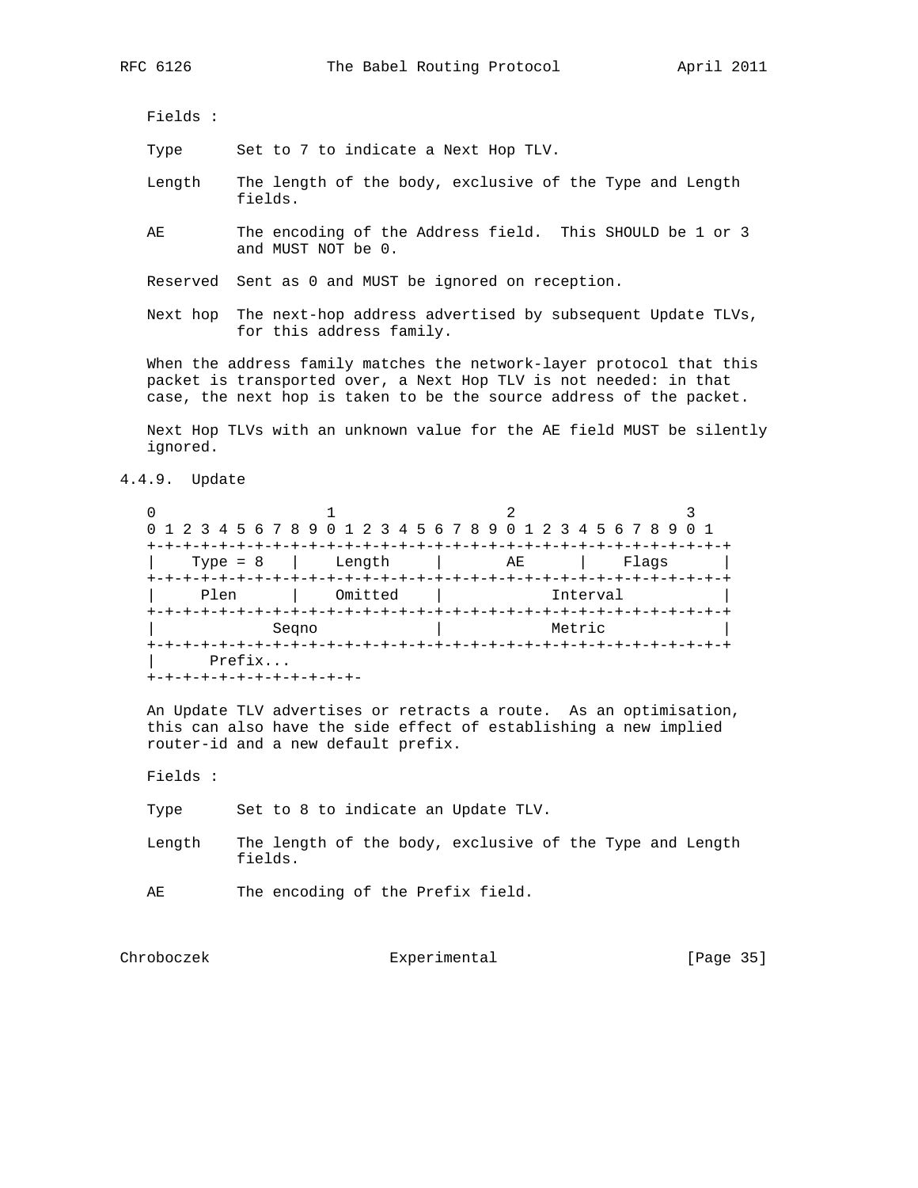Fields :

Type Set to 7 to indicate a Next Hop TLV.

Length The length of the body, exclusive of the Type and Length fields.

AE The encoding of the Address field. This SHOULD be 1 or 3 and MUST NOT be 0.

Reserved Sent as 0 and MUST be ignored on reception.

Next hop The next-hop address advertised by subsequent Update TLVs, for this address family.

When the address family matches the network-layer protocol that this packet is transported over, a Next Hop TLV is not needed: in that case, the next hop is taken to be the source address of the packet.

Next Hop TLVs with an unknown value for the AE field MUST be silently ignored.

### 4.4.9. Update

```
 0                   1                   2                   3
 0 1 2 3 4 5 6 7 8 9 0 1 2 3 4 5 6 7 8 9 0 1 2 3 4 5 6 7 8 9 0 1
+-+-+-+-+-+-+-+-+-+-+-+-+-+-+-+-+-+-+-+-+-+-+-+-+-+-+-+-+-+-+-+-+
|    Type = 8   |    Length     |       AE      |    Flags      |
+-+-+-+-+-+-+-+-+-+-+-+-+-+-+-+-+-+-+-+-+-+-+-+-+-+-+-+-+-+-+-+-+
|     Plen      |    Omitted    |            Interval           |
+-+-+-+-+-+-+-+-+-+-+-+-+-+-+-+-+-+-+-+-+-+-+-+-+-+-+-+-+-+-+-+-+
|            Seqno              |            Metric             |
+-+-+-+-+-+-+-+-+-+-+-+-+-+-+-+-+-+-+-+-+-+-+-+-+-+-+-+-+-+-+-+-+
|      Prefix...
+-+-+-+-+-+-+-+-+-+-+-+-+-+-
```

An Update TLV advertises or retracts a route. As an optimisation, this can also have the side effect of establishing a new implied router-id and a new default prefix.

Fields :

Type Set to 8 to indicate an Update TLV.

Length The length of the body, exclusive of the Type and Length fields.

AE The encoding of the Prefix field.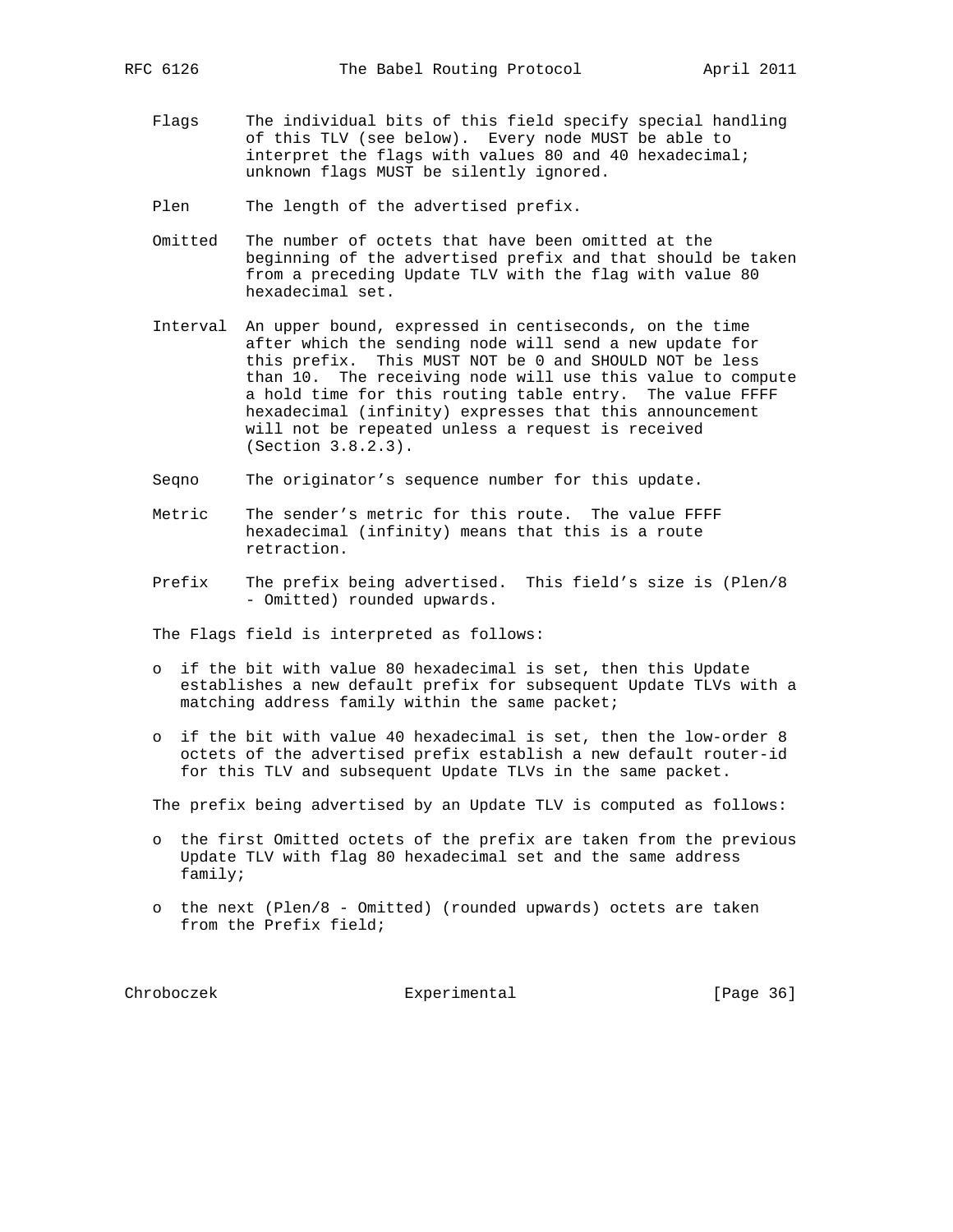Flags      The individual bits of this field specify special handling of this TLV (see below). Every node MUST be able to interpret the flags with values 80 and 40 hexadecimal; unknown flags MUST be silently ignored.

Plen       The length of the advertised prefix.

Omitted    The number of octets that have been omitted at the beginning of the advertised prefix and that should be taken from a preceding Update TLV with the flag with value 80 hexadecimal set.

Interval   An upper bound, expressed in centiseconds, on the time after which the sending node will send a new update for this prefix. This MUST NOT be 0 and SHOULD NOT be less than 10. The receiving node will use this value to compute a hold time for this routing table entry. The value FFFF hexadecimal (infinity) expresses that this announcement will not be repeated unless a request is received (Section 3.8.2.3).

Seqno      The originator's sequence number for this update.

Metric     The sender's metric for this route. The value FFFF hexadecimal (infinity) means that this is a route retraction.

Prefix     The prefix being advertised. This field's size is (Plen/8 - Omitted) rounded upwards.

The Flags field is interpreted as follows:

- if the bit with value 80 hexadecimal is set, then this Update establishes a new default prefix for subsequent Update TLVs with a matching address family within the same packet;
- if the bit with value 40 hexadecimal is set, then the low-order 8 octets of the advertised prefix establish a new default router-id for this TLV and subsequent Update TLVs in the same packet.

The prefix being advertised by an Update TLV is computed as follows:

- the first Omitted octets of the prefix are taken from the previous Update TLV with flag 80 hexadecimal set and the same address family;
- the next (Plen/8 - Omitted) (rounded upwards) octets are taken from the Prefix field;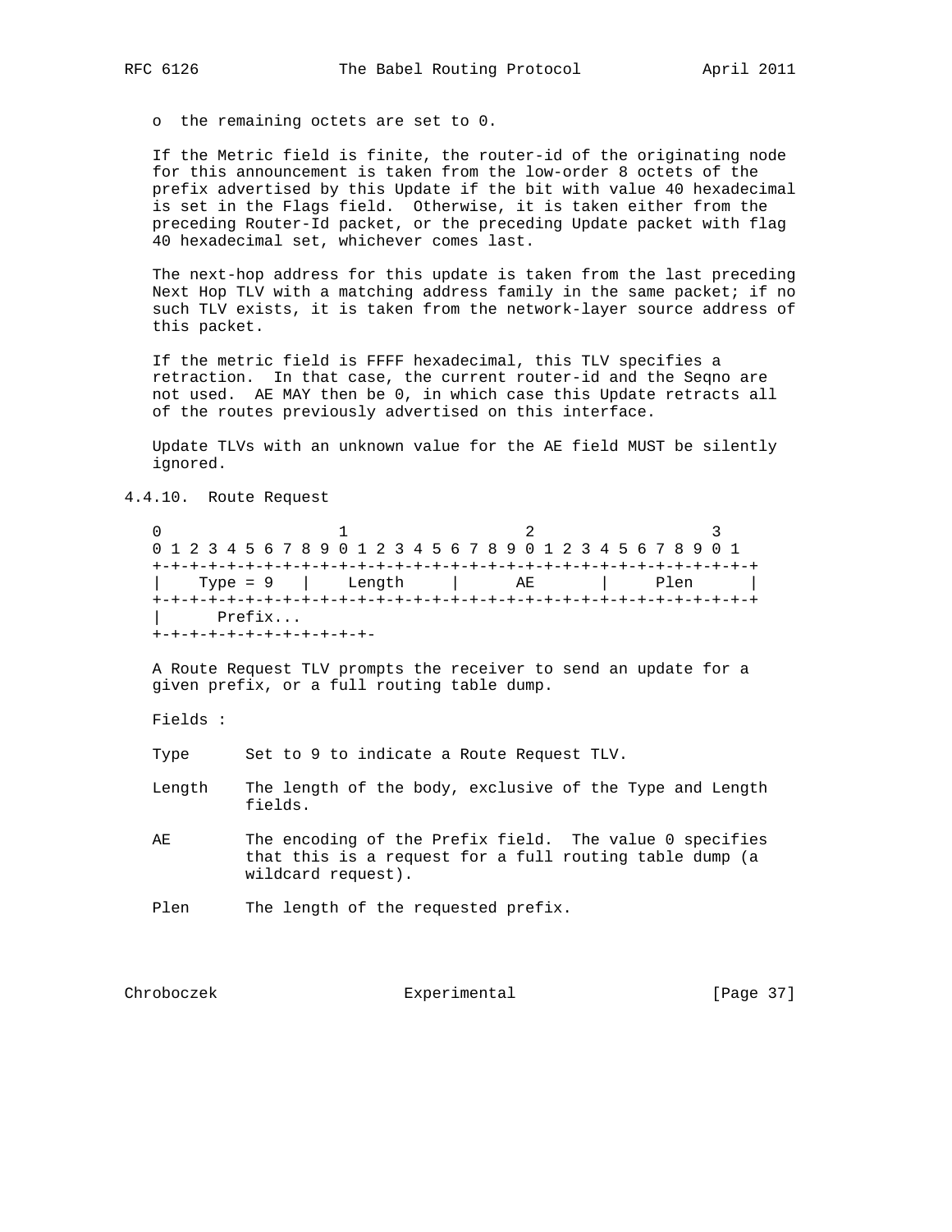o  the remaining octets are set to 0.

If the Metric field is finite, the router-id of the originating node for this announcement is taken from the low-order 8 octets of the prefix advertised by this Update if the bit with value 40 hexadecimal is set in the Flags field. Otherwise, it is taken either from the preceding Router-Id packet, or the preceding Update packet with flag 40 hexadecimal set, whichever comes last.

The next-hop address for this update is taken from the last preceding Next Hop TLV with a matching address family in the same packet; if no such TLV exists, it is taken from the network-layer source address of this packet.

If the metric field is FFFF hexadecimal, this TLV specifies a retraction. In that case, the current router-id and the Seqno are not used. AE MAY then be 0, in which case this Update retracts all of the routes previously advertised on this interface.

Update TLVs with an unknown value for the AE field MUST be silently ignored.

### 4.4.10. Route Request

```
 0                   1                   2                   3
 0 1 2 3 4 5 6 7 8 9 0 1 2 3 4 5 6 7 8 9 0 1 2 3 4 5 6 7 8 9 0 1
+-+-+-+-+-+-+-+-+-+-+-+-+-+-+-+-+-+-+-+-+-+-+-+-+-+-+-+-+-+-+-+-+
|    Type = 9   |    Length     |      AE       |     Plen      |
+-+-+-+-+-+-+-+-+-+-+-+-+-+-+-+-+-+-+-+-+-+-+-+-+-+-+-+-+-+-+-+-+
|      Prefix...
+-+-+-+-+-+-+-+-+-+-+-+-+-+-
```

A Route Request TLV prompts the receiver to send an update for a given prefix, or a full routing table dump.

Fields :

Type      Set to 9 to indicate a Route Request TLV.

Length    The length of the body, exclusive of the Type and Length fields.

AE        The encoding of the Prefix field. The value 0 specifies that this is a request for a full routing table dump (a wildcard request).

Plen      The length of the requested prefix.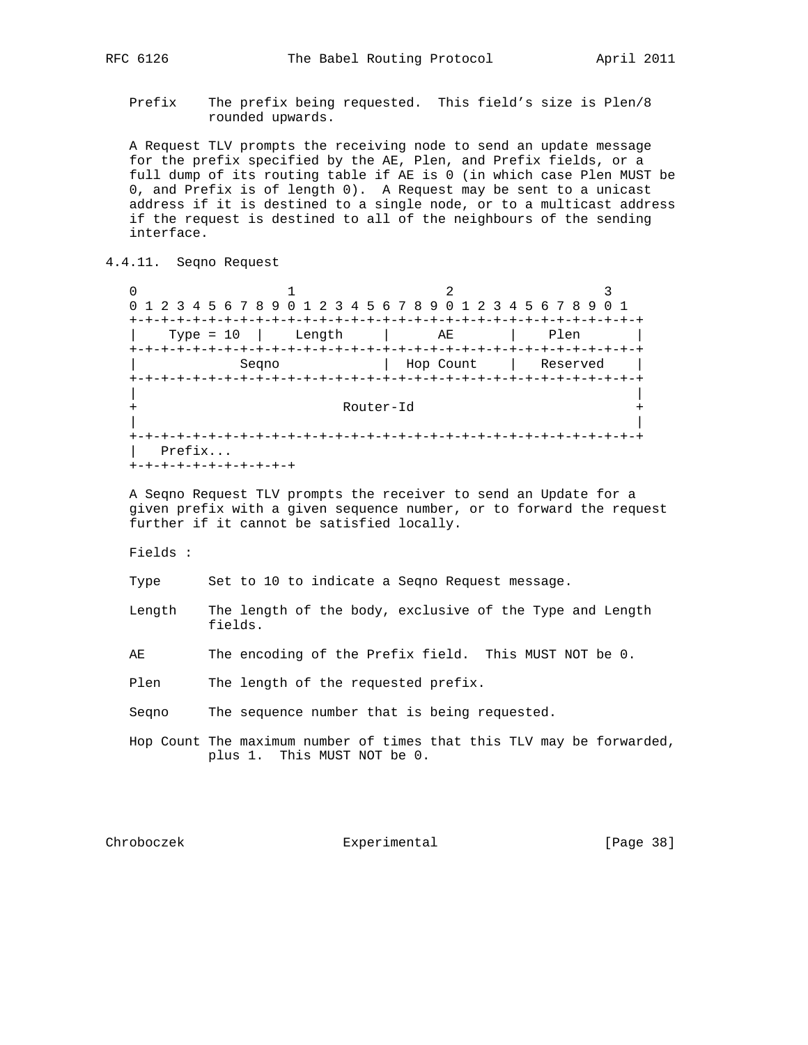Prefix    The prefix being requested.  This field's size is Plen/8 rounded upwards.

A Request TLV prompts the receiving node to send an update message for the prefix specified by the AE, Plen, and Prefix fields, or a full dump of its routing table if AE is 0 (in which case Plen MUST be 0, and Prefix is of length 0).  A Request may be sent to a unicast address if it is destined to a single node, or to a multicast address if the request is destined to all of the neighbours of the sending interface.

### 4.4.11. Seqno Request

```
 0                   1                   2                   3
 0 1 2 3 4 5 6 7 8 9 0 1 2 3 4 5 6 7 8 9 0 1 2 3 4 5 6 7 8 9 0 1
+-+-+-+-+-+-+-+-+-+-+-+-+-+-+-+-+-+-+-+-+-+-+-+-+-+-+-+-+-+-+-+-+
|   Type = 10   |    Length     |      AE       |     Plen      |
+-+-+-+-+-+-+-+-+-+-+-+-+-+-+-+-+-+-+-+-+-+-+-+-+-+-+-+-+-+-+-+-+
|            Seqno              |  Hop Count    |   Reserved    |
+-+-+-+-+-+-+-+-+-+-+-+-+-+-+-+-+-+-+-+-+-+-+-+-+-+-+-+-+-+-+-+-+
|                                                               |
+                          Router-Id                            +
|                                                               |
+-+-+-+-+-+-+-+-+-+-+-+-+-+-+-+-+-+-+-+-+-+-+-+-+-+-+-+-+-+-+-+-+
|   Prefix...
+-+-+-+-+-+-+-+-+-+-+
```

A Seqno Request TLV prompts the receiver to send an Update for a given prefix with a given sequence number, or to forward the request further if it cannot be satisfied locally.

Fields :

Type      Set to 10 to indicate a Seqno Request message.

Length    The length of the body, exclusive of the Type and Length fields.

AE        The encoding of the Prefix field.  This MUST NOT be 0.

Plen      The length of the requested prefix.

Seqno     The sequence number that is being requested.

Hop Count The maximum number of times that this TLV may be forwarded, plus 1.  This MUST NOT be 0.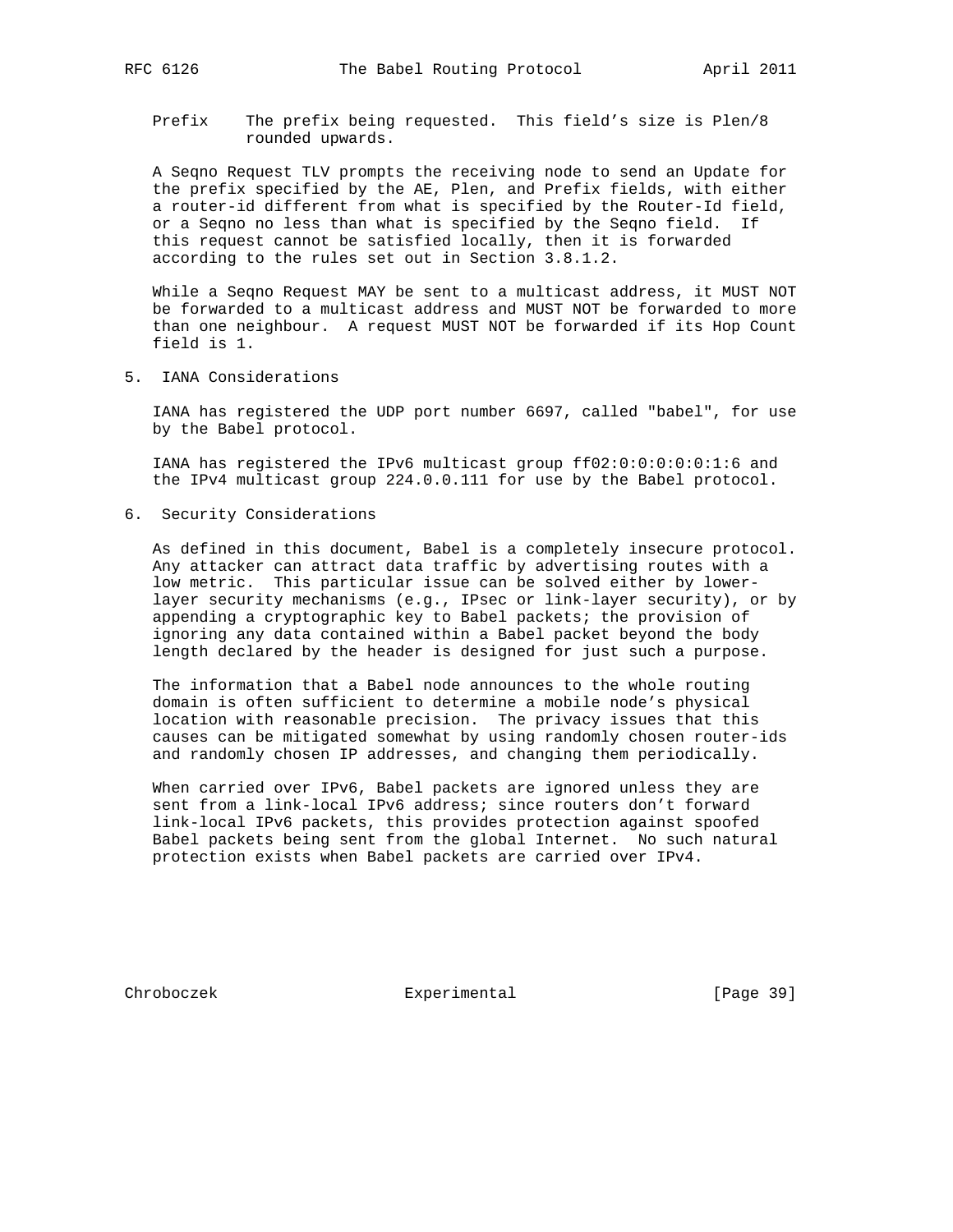Prefix    The prefix being requested.  This field's size is Plen/8 rounded upwards.

A Seqno Request TLV prompts the receiving node to send an Update for the prefix specified by the AE, Plen, and Prefix fields, with either a router-id different from what is specified by the Router-Id field, or a Seqno no less than what is specified by the Seqno field.  If this request cannot be satisfied locally, then it is forwarded according to the rules set out in Section 3.8.1.2.

While a Seqno Request MAY be sent to a multicast address, it MUST NOT be forwarded to a multicast address and MUST NOT be forwarded to more than one neighbour.  A request MUST NOT be forwarded if its Hop Count field is 1.

## 5. IANA Considerations

IANA has registered the UDP port number 6697, called "babel", for use by the Babel protocol.

IANA has registered the IPv6 multicast group ff02:0:0:0:0:0:1:6 and the IPv4 multicast group 224.0.0.111 for use by the Babel protocol.

## 6. Security Considerations

As defined in this document, Babel is a completely insecure protocol. Any attacker can attract data traffic by advertising routes with a low metric.  This particular issue can be solved either by lower-layer security mechanisms (e.g., IPsec or link-layer security), or by appending a cryptographic key to Babel packets; the provision of ignoring any data contained within a Babel packet beyond the body length declared by the header is designed for just such a purpose.

The information that a Babel node announces to the whole routing domain is often sufficient to determine a mobile node's physical location with reasonable precision.  The privacy issues that this causes can be mitigated somewhat by using randomly chosen router-ids and randomly chosen IP addresses, and changing them periodically.

When carried over IPv6, Babel packets are ignored unless they are sent from a link-local IPv6 address; since routers don't forward link-local IPv6 packets, this provides protection against spoofed Babel packets being sent from the global Internet.  No such natural protection exists when Babel packets are carried over IPv4.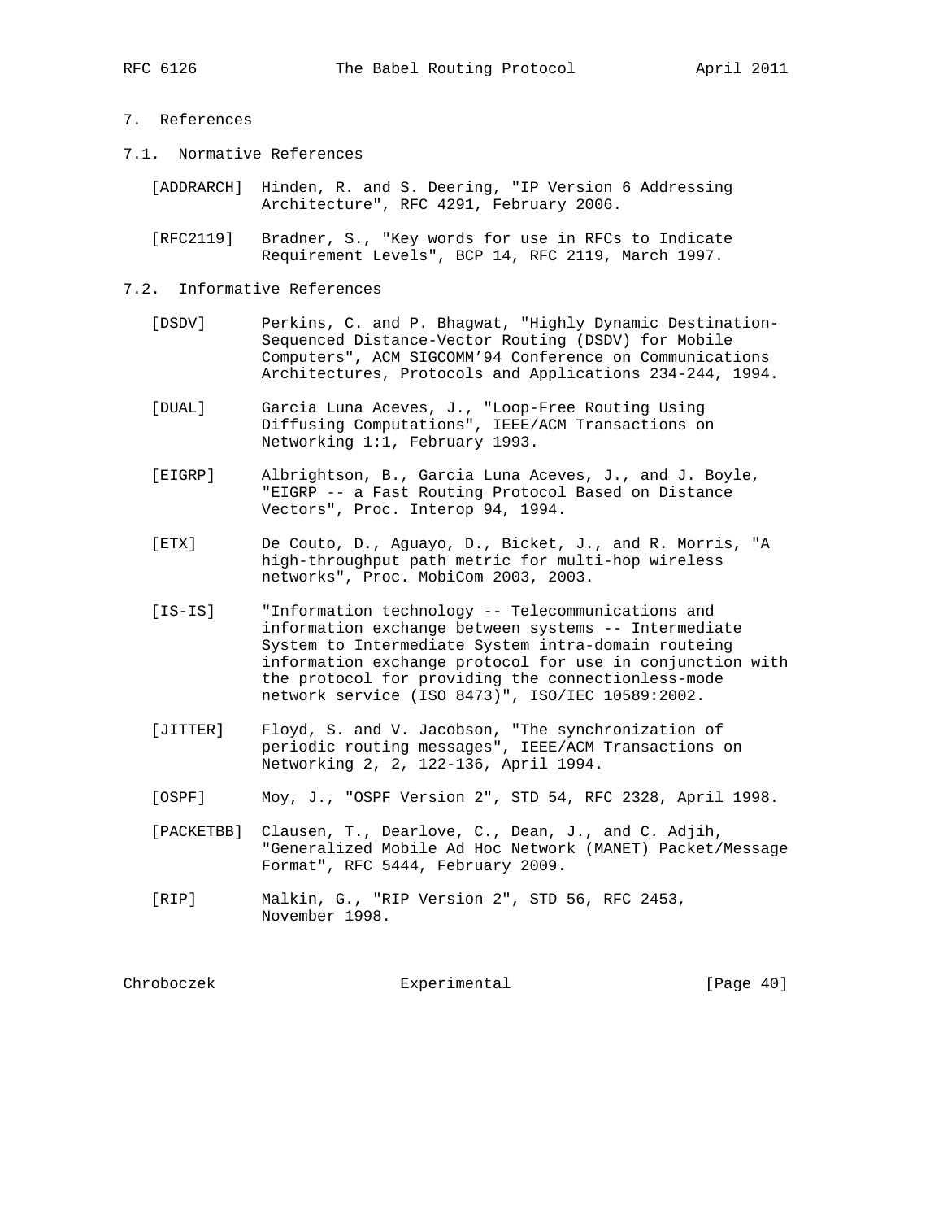# 7. References

## 7.1. Normative References

[ADDRARCH] Hinden, R. and S. Deering, "IP Version 6 Addressing Architecture", RFC 4291, February 2006.

[RFC2119] Bradner, S., "Key words for use in RFCs to Indicate Requirement Levels", BCP 14, RFC 2119, March 1997.

## 7.2. Informative References

[DSDV] Perkins, C. and P. Bhagwat, "Highly Dynamic Destination-Sequenced Distance-Vector Routing (DSDV) for Mobile Computers", ACM SIGCOMM'94 Conference on Communications Architectures, Protocols and Applications 234-244, 1994.

[DUAL] Garcia Luna Aceves, J., "Loop-Free Routing Using Diffusing Computations", IEEE/ACM Transactions on Networking 1:1, February 1993.

[EIGRP] Albrightson, B., Garcia Luna Aceves, J., and J. Boyle, "EIGRP -- a Fast Routing Protocol Based on Distance Vectors", Proc. Interop 94, 1994.

[ETX] De Couto, D., Aguayo, D., Bicket, J., and R. Morris, "A high-throughput path metric for multi-hop wireless networks", Proc. MobiCom 2003, 2003.

[IS-IS] "Information technology -- Telecommunications and information exchange between systems -- Intermediate System to Intermediate System intra-domain routeing information exchange protocol for use in conjunction with the protocol for providing the connectionless-mode network service (ISO 8473)", ISO/IEC 10589:2002.

[JITTER] Floyd, S. and V. Jacobson, "The synchronization of periodic routing messages", IEEE/ACM Transactions on Networking 2, 2, 122-136, April 1994.

[OSPF] Moy, J., "OSPF Version 2", STD 54, RFC 2328, April 1998.

[PACKETBB] Clausen, T., Dearlove, C., Dean, J., and C. Adjih, "Generalized Mobile Ad Hoc Network (MANET) Packet/Message Format", RFC 5444, February 2009.

[RIP] Malkin, G., "RIP Version 2", STD 56, RFC 2453, November 1998.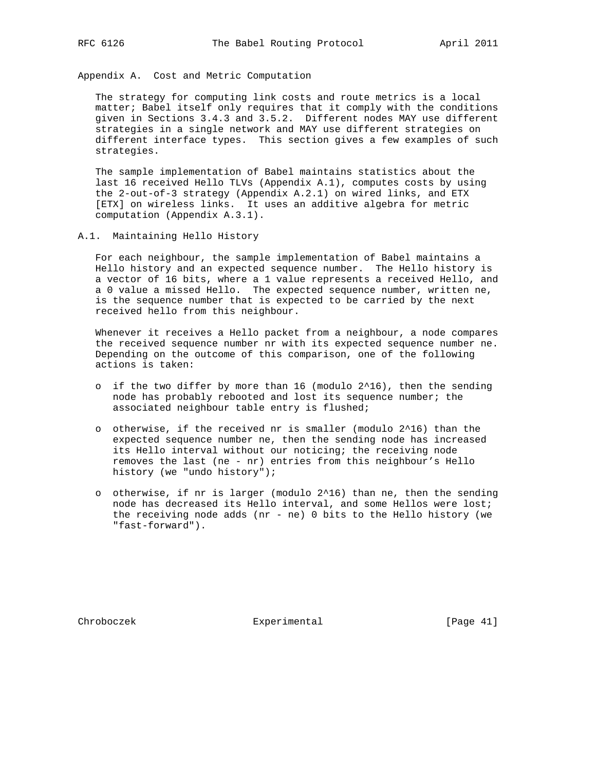# Appendix A. Cost and Metric Computation

The strategy for computing link costs and route metrics is a local matter; Babel itself only requires that it comply with the conditions given in Sections 3.4.3 and 3.5.2. Different nodes MAY use different strategies in a single network and MAY use different strategies on different interface types. This section gives a few examples of such strategies.

The sample implementation of Babel maintains statistics about the last 16 received Hello TLVs (Appendix A.1), computes costs by using the 2-out-of-3 strategy (Appendix A.2.1) on wired links, and ETX [ETX] on wireless links. It uses an additive algebra for metric computation (Appendix A.3.1).

## A.1. Maintaining Hello History

For each neighbour, the sample implementation of Babel maintains a Hello history and an expected sequence number. The Hello history is a vector of 16 bits, where a 1 value represents a received Hello, and a 0 value a missed Hello. The expected sequence number, written ne, is the sequence number that is expected to be carried by the next received hello from this neighbour.

Whenever it receives a Hello packet from a neighbour, a node compares the received sequence number nr with its expected sequence number ne. Depending on the outcome of this comparison, one of the following actions is taken:

- if the two differ by more than 16 (modulo $2^{16}$), then the sending node has probably rebooted and lost its sequence number; the associated neighbour table entry is flushed;
- otherwise, if the received nr is smaller (modulo $2^{16}$) than the expected sequence number ne, then the sending node has increased its Hello interval without our noticing; the receiving node removes the last (ne - nr) entries from this neighbour's Hello history (we "undo history");
- otherwise, if nr is larger (modulo $2^{16}$) than ne, then the sending node has decreased its Hello interval, and some Hellos were lost; the receiving node adds (nr - ne) 0 bits to the Hello history (we "fast-forward").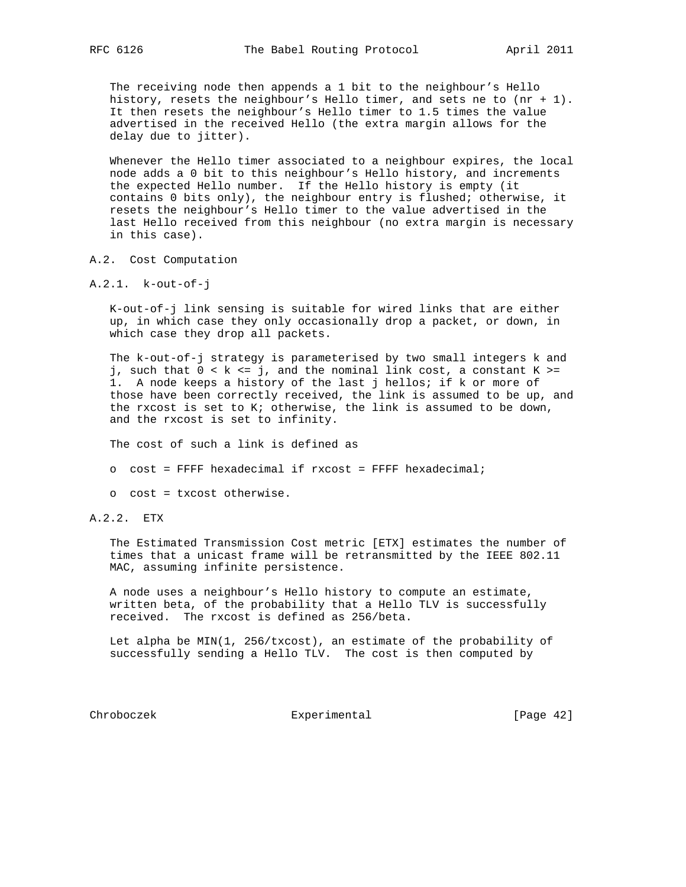The receiving node then appends a 1 bit to the neighbour's Hello history, resets the neighbour's Hello timer, and sets ne to (nr + 1). It then resets the neighbour's Hello timer to 1.5 times the value advertised in the received Hello (the extra margin allows for the delay due to jitter).

Whenever the Hello timer associated to a neighbour expires, the local node adds a 0 bit to this neighbour's Hello history, and increments the expected Hello number. If the Hello history is empty (it contains 0 bits only), the neighbour entry is flushed; otherwise, it resets the neighbour's Hello timer to the value advertised in the last Hello received from this neighbour (no extra margin is necessary in this case).

### A.2. Cost Computation

#### A.2.1. k-out-of-j

K-out-of-j link sensing is suitable for wired links that are either up, in which case they only occasionally drop a packet, or down, in which case they drop all packets.

The k-out-of-j strategy is parameterised by two small integers k and j, such that $0 < k <= j$, and the nominal link cost, a constant $K >= 1$. A node keeps a history of the last j hellos; if k or more of those have been correctly received, the link is assumed to be up, and the rxcost is set to K; otherwise, the link is assumed to be down, and the rxcost is set to infinity.

The cost of such a link is defined as

- cost = FFFF hexadecimal if rxcost = FFFF hexadecimal;
- cost = txcost otherwise.

#### A.2.2. ETX

The Estimated Transmission Cost metric [ETX] estimates the number of times that a unicast frame will be retransmitted by the IEEE 802.11 MAC, assuming infinite persistence.

A node uses a neighbour's Hello history to compute an estimate, written beta, of the probability that a Hello TLV is successfully received. The rxcost is defined as 256/beta.

Let alpha be MIN(1, 256/txcost), an estimate of the probability of successfully sending a Hello TLV. The cost is then computed by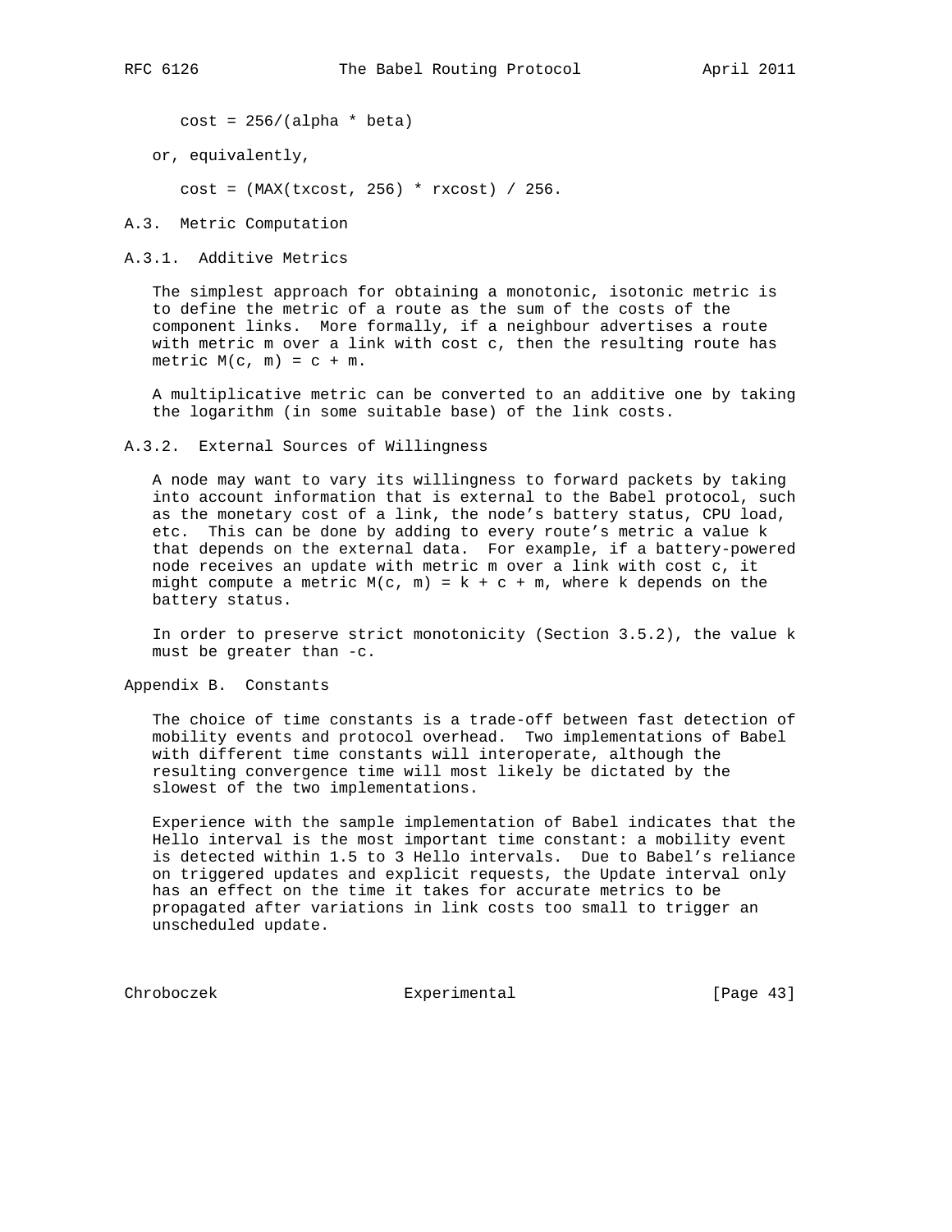$$cost = 256/(alpha * beta)$$

or, equivalently,

$$cost = (MAX(txcost, 256) * rxcost) / 256.$$

### A.3. Metric Computation

#### A.3.1. Additive Metrics

The simplest approach for obtaining a monotonic, isotonic metric is to define the metric of a route as the sum of the costs of the component links. More formally, if a neighbour advertises a route with metric m over a link with cost c, then the resulting route has metric $M(c, m) = c + m$.

A multiplicative metric can be converted to an additive one by taking the logarithm (in some suitable base) of the link costs.

#### A.3.2. External Sources of Willingness

A node may want to vary its willingness to forward packets by taking into account information that is external to the Babel protocol, such as the monetary cost of a link, the node's battery status, CPU load, etc. This can be done by adding to every route's metric a value k that depends on the external data. For example, if a battery-powered node receives an update with metric m over a link with cost c, it might compute a metric $M(c, m) = k + c + m$, where k depends on the battery status.

In order to preserve strict monotonicity (Section 3.5.2), the value k must be greater than $-c$.

## Appendix B. Constants

The choice of time constants is a trade-off between fast detection of mobility events and protocol overhead. Two implementations of Babel with different time constants will interoperate, although the resulting convergence time will most likely be dictated by the slowest of the two implementations.

Experience with the sample implementation of Babel indicates that the Hello interval is the most important time constant: a mobility event is detected within 1.5 to 3 Hello intervals. Due to Babel's reliance on triggered updates and explicit requests, the Update interval only has an effect on the time it takes for accurate metrics to be propagated after variations in link costs too small to trigger an unscheduled update.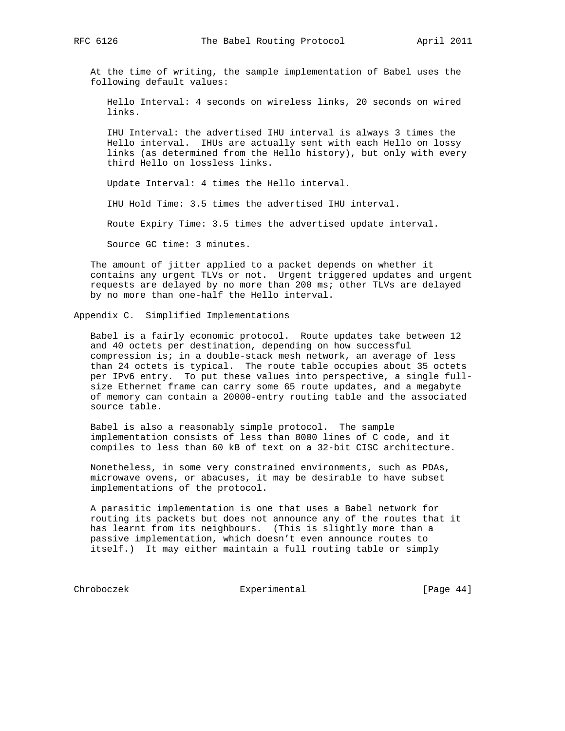At the time of writing, the sample implementation of Babel uses the following default values:

Hello Interval: 4 seconds on wireless links, 20 seconds on wired links.

IHU Interval: the advertised IHU interval is always 3 times the Hello interval. IHUs are actually sent with each Hello on lossy links (as determined from the Hello history), but only with every third Hello on lossless links.

Update Interval: 4 times the Hello interval.

IHU Hold Time: 3.5 times the advertised IHU interval.

Route Expiry Time: 3.5 times the advertised update interval.

Source GC time: 3 minutes.

The amount of jitter applied to a packet depends on whether it contains any urgent TLVs or not. Urgent triggered updates and urgent requests are delayed by no more than 200 ms; other TLVs are delayed by no more than one-half the Hello interval.

## Appendix C. Simplified Implementations

Babel is a fairly economic protocol. Route updates take between 12 and 40 octets per destination, depending on how successful compression is; in a double-stack mesh network, an average of less than 24 octets is typical. The route table occupies about 35 octets per IPv6 entry. To put these values into perspective, a single full-size Ethernet frame can carry some 65 route updates, and a megabyte of memory can contain a 20000-entry routing table and the associated source table.

Babel is also a reasonably simple protocol. The sample implementation consists of less than 8000 lines of C code, and it compiles to less than 60 kB of text on a 32-bit CISC architecture.

Nonetheless, in some very constrained environments, such as PDAs, microwave ovens, or abacuses, it may be desirable to have subset implementations of the protocol.

A parasitic implementation is one that uses a Babel network for routing its packets but does not announce any of the routes that it has learnt from its neighbours. (This is slightly more than a passive implementation, which doesn't even announce routes to itself.) It may either maintain a full routing table or simply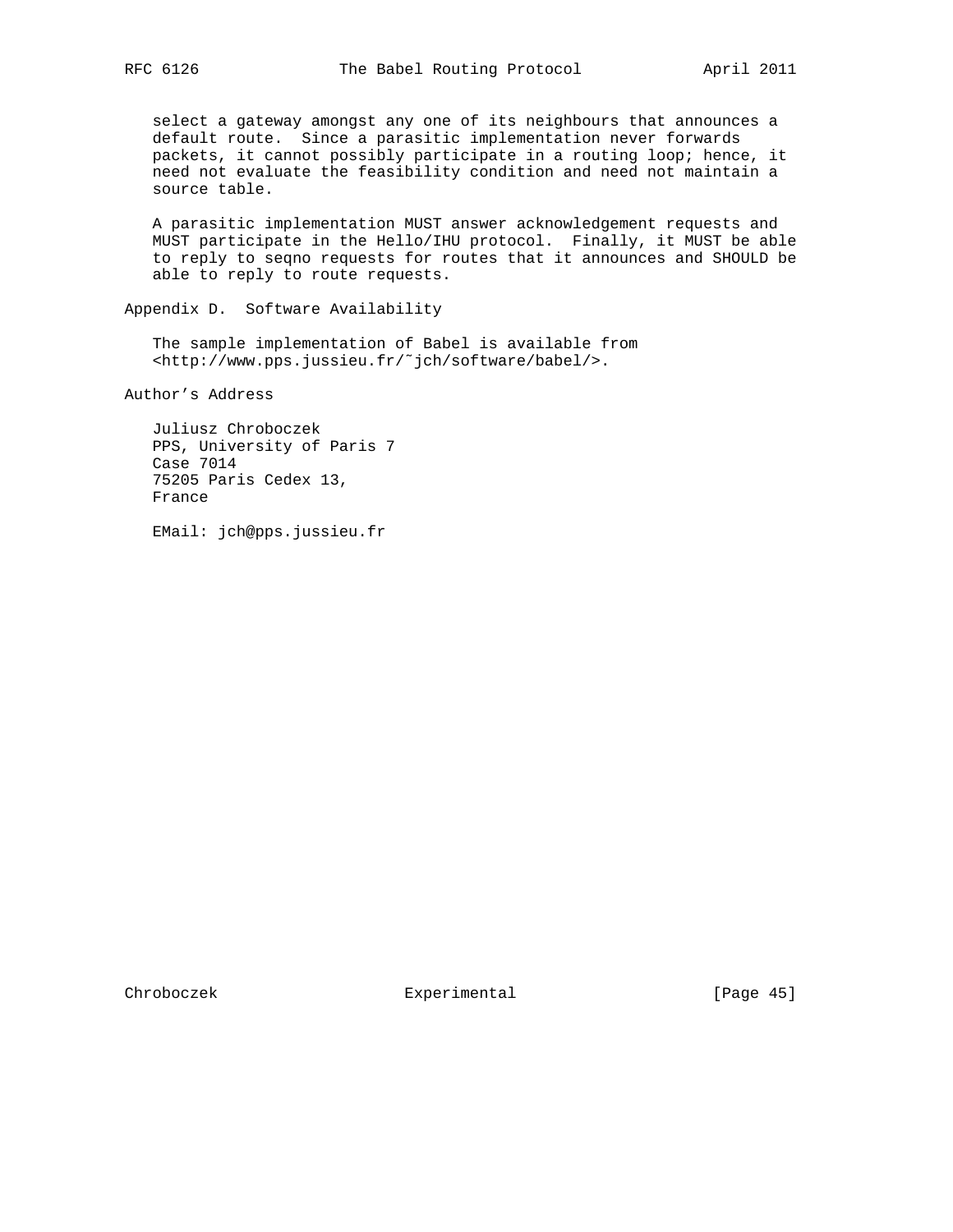select a gateway amongst any one of its neighbours that announces a default route. Since a parasitic implementation never forwards packets, it cannot possibly participate in a routing loop; hence, it need not evaluate the feasibility condition and need not maintain a source table.

A parasitic implementation MUST answer acknowledgement requests and MUST participate in the Hello/IHU protocol. Finally, it MUST be able to reply to seqno requests for routes that it announces and SHOULD be able to reply to route requests.

## Appendix D. Software Availability

The sample implementation of Babel is available from <http://www.pps.jussieu.fr/~jch/software/babel/>.

## Author's Address

Juliusz Chroboczek
PPS, University of Paris 7
Case 7014
75205 Paris Cedex 13,
France

EMail: jch@pps.jussieu.fr